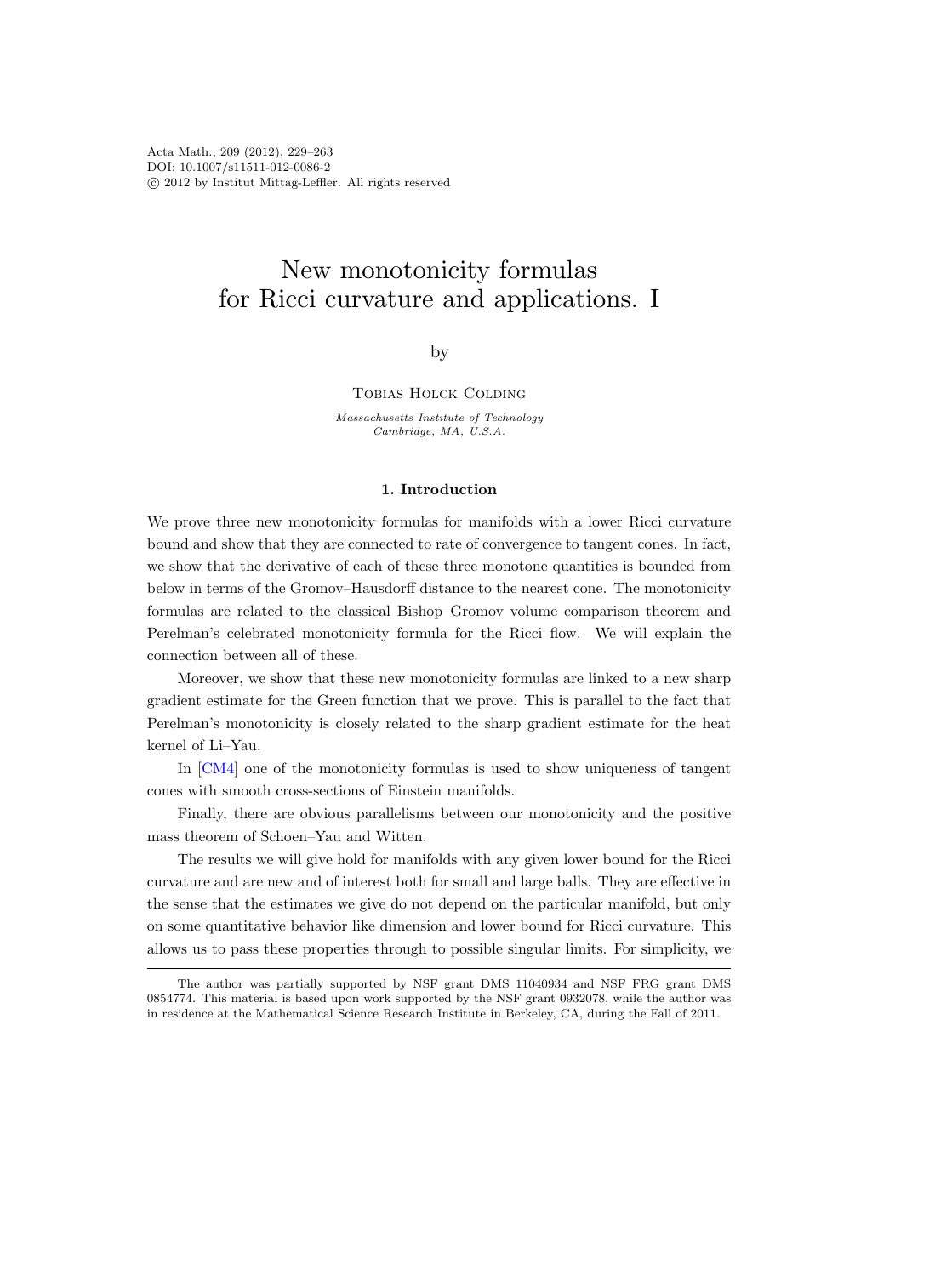# New monotonicity formulas for Ricci curvature and applications. I

by

Tobias Holck Colding

*Massachusetts Institute of Technology*
*Cambridge, MA, U.S.A.*

## 1. Introduction

We prove three new monotonicity formulas for manifolds with a lower Ricci curvature bound and show that they are connected to rate of convergence to tangent cones. In fact, we show that the derivative of each of these three monotone quantities is bounded from below in terms of the Gromov–Hausdorff distance to the nearest cone. The monotonicity formulas are related to the classical Bishop–Gromov volume comparison theorem and Perelman's celebrated monotonicity formula for the Ricci flow. We will explain the connection between all of these.

Moreover, we show that these new monotonicity formulas are linked to a new sharp gradient estimate for the Green function that we prove. This is parallel to the fact that Perelman's monotonicity is closely related to the sharp gradient estimate for the heat kernel of Li–Yau.

In [CM4] one of the monotonicity formulas is used to show uniqueness of tangent cones with smooth cross-sections of Einstein manifolds.

Finally, there are obvious parallelisms between our monotonicity and the positive mass theorem of Schoen–Yau and Witten.

The results we will give hold for manifolds with any given lower bound for the Ricci curvature and are new and of interest both for small and large balls. They are effective in the sense that the estimates we give do not depend on the particular manifold, but only on some quantitative behavior like dimension and lower bound for Ricci curvature. This allows us to pass these properties through to possible singular limits. For simplicity, we

---

The author was partially supported by NSF grant DMS 11040934 and NSF FRG grant DMS 0854774. This material is based upon work supported by the NSF grant 0932078, while the author was in residence at the Mathematical Science Research Institute in Berkeley, CA, during the Fall of 2011.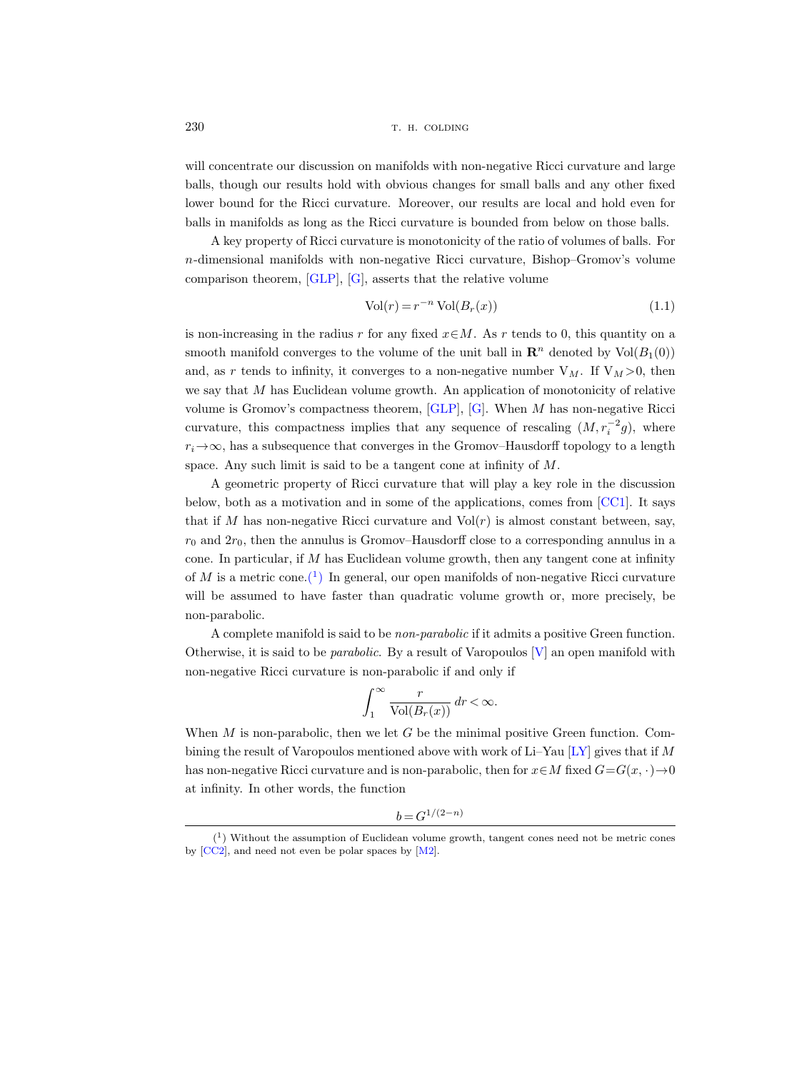will concentrate our discussion on manifolds with non-negative Ricci curvature and large balls, though our results hold with obvious changes for small balls and any other fixed lower bound for the Ricci curvature. Moreover, our results are local and hold even for balls in manifolds as long as the Ricci curvature is bounded from below on those balls.

A key property of Ricci curvature is monotonicity of the ratio of volumes of balls. For $n$-dimensional manifolds with non-negative Ricci curvature, Bishop–Gromov's volume comparison theorem, [GLP], [G], asserts that the relative volume

$$\mathrm{Vol}(r) = r^{-n}\,\mathrm{Vol}(B_r(x)) \tag{1.1}$$

is non-increasing in the radius $r$ for any fixed $x \in M$. As $r$ tends to 0, this quantity on a smooth manifold converges to the volume of the unit ball in $\mathbf{R}^n$ denoted by $\mathrm{Vol}(B_1(0))$ and, as $r$ tends to infinity, it converges to a non-negative number $\mathrm{V}_M$. If $\mathrm{V}_M > 0$, then we say that $M$ has Euclidean volume growth. An application of monotonicity of relative volume is Gromov's compactness theorem, [GLP], [G]. When $M$ has non-negative Ricci curvature, this compactness implies that any sequence of rescaling $(M, r_i^{-2} g)$, where $r_i \to \infty$, has a subsequence that converges in the Gromov–Hausdorff topology to a length space. Any such limit is said to be a tangent cone at infinity of $M$.

A geometric property of Ricci curvature that will play a key role in the discussion below, both as a motivation and in some of the applications, comes from [CC1]. It says that if $M$ has non-negative Ricci curvature and $\mathrm{Vol}(r)$ is almost constant between, say, $r_0$ and $2r_0$, then the annulus is Gromov–Hausdorff close to a corresponding annulus in a cone. In particular, if $M$ has Euclidean volume growth, then any tangent cone at infinity of $M$ is a metric cone.[1] In general, our open manifolds of non-negative Ricci curvature will be assumed to have faster than quadratic volume growth or, more precisely, be non-parabolic.

A complete manifold is said to be *non-parabolic* if it admits a positive Green function. Otherwise, it is said to be *parabolic*. By a result of Varopoulos [V] an open manifold with non-negative Ricci curvature is non-parabolic if and only if

$$\int_1^\infty \frac{r}{\mathrm{Vol}(B_r(x))}\,dr < \infty.$$

When $M$ is non-parabolic, then we let $G$ be the minimal positive Green function. Combining the result of Varopoulos mentioned above with work of Li–Yau [LY] gives that if $M$ has non-negative Ricci curvature and is non-parabolic, then for $x \in M$ fixed $G = G(x, \cdot) \to 0$ at infinity. In other words, the function

$$b = G^{1/(2-n)}$$

[1] Without the assumption of Euclidean volume growth, tangent cones need not be metric cones by [CC2], and need not even be polar spaces by [M2].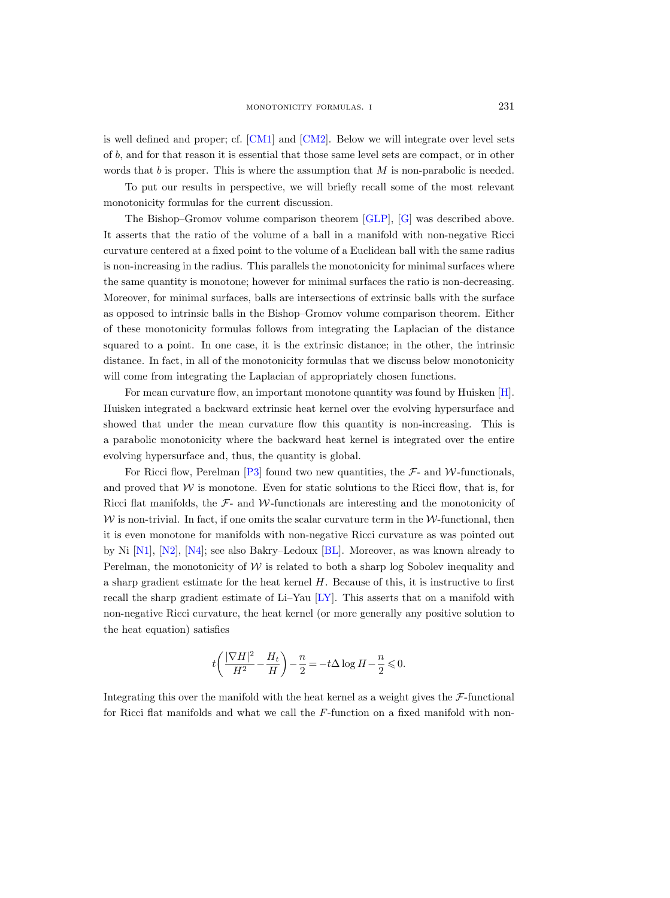is well defined and proper; cf. [CM1] and [CM2]. Below we will integrate over level sets of $b$, and for that reason it is essential that those same level sets are compact, or in other words that $b$ is proper. This is where the assumption that $M$ is non-parabolic is needed.

To put our results in perspective, we will briefly recall some of the most relevant monotonicity formulas for the current discussion.

The Bishop–Gromov volume comparison theorem [GLP], [G] was described above. It asserts that the ratio of the volume of a ball in a manifold with non-negative Ricci curvature centered at a fixed point to the volume of a Euclidean ball with the same radius is non-increasing in the radius. This parallels the monotonicity for minimal surfaces where the same quantity is monotone; however for minimal surfaces the ratio is non-decreasing. Moreover, for minimal surfaces, balls are intersections of extrinsic balls with the surface as opposed to intrinsic balls in the Bishop–Gromov volume comparison theorem. Either of these monotonicity formulas follows from integrating the Laplacian of the distance squared to a point. In one case, it is the extrinsic distance; in the other, the intrinsic distance. In fact, in all of the monotonicity formulas that we discuss below monotonicity will come from integrating the Laplacian of appropriately chosen functions.

For mean curvature flow, an important monotone quantity was found by Huisken [H]. Huisken integrated a backward extrinsic heat kernel over the evolving hypersurface and showed that under the mean curvature flow this quantity is non-increasing. This is a parabolic monotonicity where the backward heat kernel is integrated over the entire evolving hypersurface and, thus, the quantity is global.

For Ricci flow, Perelman [P3] found two new quantities, the $\mathcal{F}$- and $\mathcal{W}$-functionals, and proved that $\mathcal{W}$ is monotone. Even for static solutions to the Ricci flow, that is, for Ricci flat manifolds, the $\mathcal{F}$- and $\mathcal{W}$-functionals are interesting and the monotonicity of $\mathcal{W}$ is non-trivial. In fact, if one omits the scalar curvature term in the $\mathcal{W}$-functional, then it is even monotone for manifolds with non-negative Ricci curvature as was pointed out by Ni [N1], [N2], [N4]; see also Bakry–Ledoux [BL]. Moreover, as was known already to Perelman, the monotonicity of $\mathcal{W}$ is related to both a sharp log Sobolev inequality and a sharp gradient estimate for the heat kernel $H$. Because of this, it is instructive to first recall the sharp gradient estimate of Li–Yau [LY]. This asserts that on a manifold with non-negative Ricci curvature, the heat kernel (or more generally any positive solution to the heat equation) satisfies

$$t\left(\frac{|\nabla H|^2}{H^2}-\frac{H_t}{H}\right)-\frac{n}{2}=-t\Delta \log H-\frac{n}{2}\leqslant 0.$$

Integrating this over the manifold with the heat kernel as a weight gives the $\mathcal{F}$-functional for Ricci flat manifolds and what we call the $F$-function on a fixed manifold with non-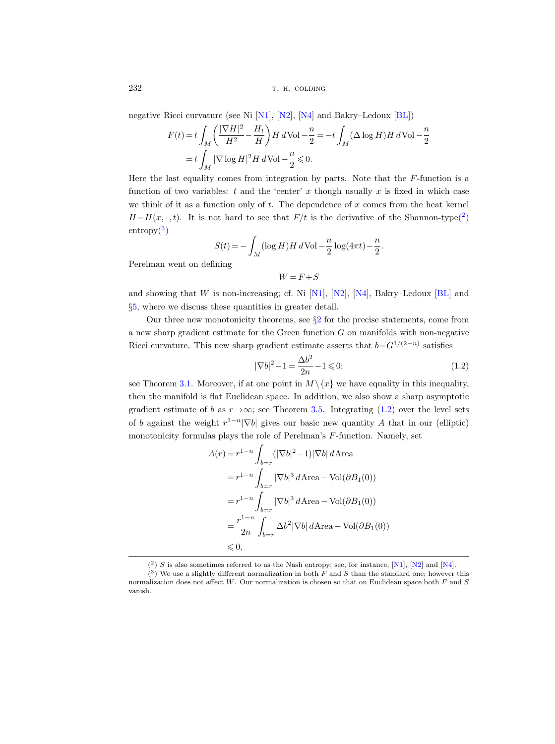negative Ricci curvature (see Ni [N1], [N2], [N4] and Bakry–Ledoux [BL])

$$
\begin{aligned}
F(t) &= t\int_M \left(\frac{|\nabla H|^2}{H^2} - \frac{H_t}{H}\right) H\, d\mathrm{Vol} - \frac{n}{2} = -t\int_M (\Delta \log H) H\, d\mathrm{Vol} - \frac{n}{2} \\
&= t\int_M |\nabla \log H|^2 H\, d\mathrm{Vol} - \frac{n}{2} \leqslant 0.
\end{aligned}
$$

Here the last equality comes from integration by parts. Note that the $F$-function is a function of two variables: $t$ and the 'center' $x$ though usually $x$ is fixed in which case we think of it as a function only of $t$. The dependence of $x$ comes from the heat kernel $H=H(x,\cdot,t)$. It is not hard to see that $F/t$ is the derivative of the Shannon-type([2]) entropy([3])

$$
S(t) = -\int_M (\log H) H\, d\mathrm{Vol} - \frac{n}{2}\log(4\pi t) - \frac{n}{2}.
$$

Perelman went on defining

$$
W = F + S
$$

and showing that $W$ is non-increasing; cf. Ni [N1], [N2], [N4], Bakry–Ledoux [BL] and §5, where we discuss these quantities in greater detail.

Our three new monotonicity theorems, see §2 for the precise statements, come from a new sharp gradient estimate for the Green function $G$ on manifolds with non-negative Ricci curvature. This new sharp gradient estimate asserts that $b=G^{1/(2-n)}$ satisfies

$$
|\nabla b|^2 - 1 = \frac{\Delta b^2}{2n} - 1 \leqslant 0; \tag{1.2}
$$

see Theorem 3.1. Moreover, if at one point in $M\setminus\{x\}$ we have equality in this inequality, then the manifold is flat Euclidean space. In addition, we also show a sharp asymptotic gradient estimate of $b$ as $r\to\infty$; see Theorem 3.5. Integrating (1.2) over the level sets of $b$ against the weight $r^{1-n}|\nabla b|$ gives our basic new quantity $A$ that in our (elliptic) monotonicity formulas plays the role of Perelman's $F$-function. Namely, set

$$
\begin{aligned}
A(r) &= r^{1-n}\int_{b=r} (|\nabla b|^2 - 1)|\nabla b|\, d\mathrm{Area} \\
&= r^{1-n}\int_{b=r} |\nabla b|^3\, d\mathrm{Area} - \mathrm{Vol}(\partial B_1(0)) \\
&= r^{1-n}\int_{b=r} |\nabla b|^3\, d\mathrm{Area} - \mathrm{Vol}(\partial B_1(0)) \\
&= \frac{r^{1-n}}{2n}\int_{b=r} \Delta b^2 |\nabla b|\, d\mathrm{Area} - \mathrm{Vol}(\partial B_1(0)) \\
&\leqslant 0,
\end{aligned}
$$

---

([2]) $S$ is also sometimes referred to as the Nash entropy; see, for instance, [N1], [N2] and [N4].

([3]) We use a slightly different normalization in both $F$ and $S$ than the standard one; however this normalization does not affect $W$. Our normalization is chosen so that on Euclidean space both $F$ and $S$ vanish.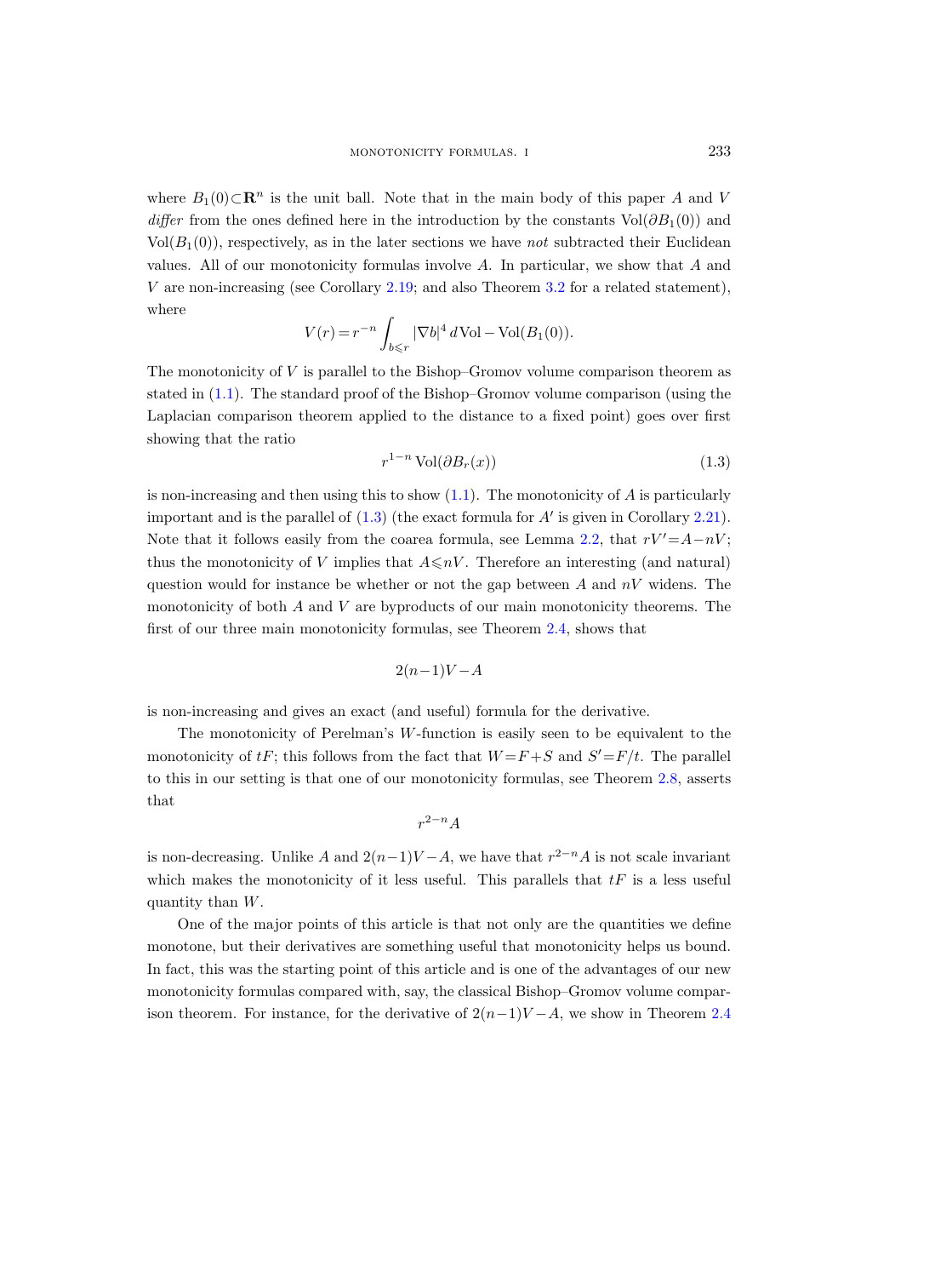where $B_1(0) \subset \mathbf{R}^n$ is the unit ball. Note that in the main body of this paper $A$ and $V$ *differ* from the ones defined here in the introduction by the constants $\mathrm{Vol}(\partial B_1(0))$ and $\mathrm{Vol}(B_1(0))$, respectively, as in the later sections we have *not* subtracted their Euclidean values. All of our monotonicity formulas involve $A$. In particular, we show that $A$ and $V$ are non-increasing (see Corollary 2.19; and also Theorem 3.2 for a related statement), where

$$V(r) = r^{-n} \int_{b \leqslant r} |\nabla b|^4 \, d\mathrm{Vol} - \mathrm{Vol}(B_1(0)).$$

The monotonicity of $V$ is parallel to the Bishop–Gromov volume comparison theorem as stated in (1.1). The standard proof of the Bishop–Gromov volume comparison (using the Laplacian comparison theorem applied to the distance to a fixed point) goes over first showing that the ratio

$$r^{1-n} \, \mathrm{Vol}(\partial B_r(x)) \tag{1.3}$$

is non-increasing and then using this to show (1.1). The monotonicity of $A$ is particularly important and is the parallel of (1.3) (the exact formula for $A'$ is given in Corollary 2.21). Note that it follows easily from the coarea formula, see Lemma 2.2, that $rV' = A - nV$; thus the monotonicity of $V$ implies that $A \leqslant nV$. Therefore an interesting (and natural) question would for instance be whether or not the gap between $A$ and $nV$ widens. The monotonicity of both $A$ and $V$ are byproducts of our main monotonicity theorems. The first of our three main monotonicity formulas, see Theorem 2.4, shows that

$$2(n-1)V - A$$

is non-increasing and gives an exact (and useful) formula for the derivative.

The monotonicity of Perelman's $W$-function is easily seen to be equivalent to the monotonicity of $tF$; this follows from the fact that $W = F + S$ and $S' = F/t$. The parallel to this in our setting is that one of our monotonicity formulas, see Theorem 2.8, asserts that

$$r^{2-n} A$$

is non-decreasing. Unlike $A$ and $2(n-1)V - A$, we have that $r^{2-n}A$ is not scale invariant which makes the monotonicity of it less useful. This parallels that $tF$ is a less useful quantity than $W$.

One of the major points of this article is that not only are the quantities we define monotone, but their derivatives are something useful that monotonicity helps us bound. In fact, this was the starting point of this article and is one of the advantages of our new monotonicity formulas compared with, say, the classical Bishop–Gromov volume comparison theorem. For instance, for the derivative of $2(n-1)V - A$, we show in Theorem 2.4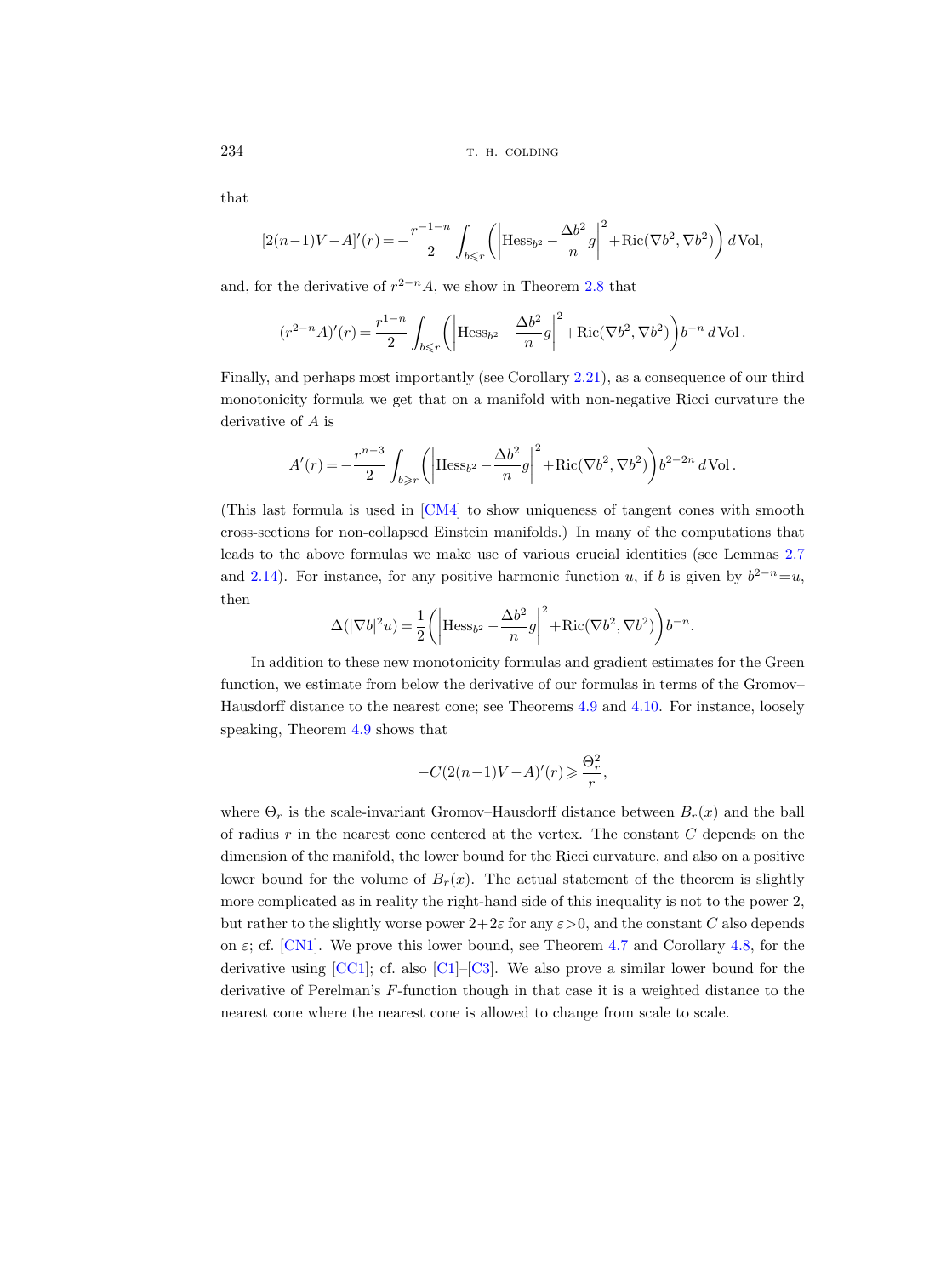that

$$[2(n-1)V-A]'(r) = -\frac{r^{-1-n}}{2}\int_{b\leqslant r}\left(\left|\mathrm{Hess}_{b^2}-\frac{\Delta b^2}{n}g\right|^2+\mathrm{Ric}(\nabla b^2,\nabla b^2)\right)d\,\mathrm{Vol},$$

and, for the derivative of $r^{2-n}A$, we show in Theorem 2.8 that

$$(r^{2-n}A)'(r) = \frac{r^{1-n}}{2}\int_{b\leqslant r}\left(\left|\mathrm{Hess}_{b^2}-\frac{\Delta b^2}{n}g\right|^2+\mathrm{Ric}(\nabla b^2,\nabla b^2)\right)b^{-n}\,d\,\mathrm{Vol}\,.$$

Finally, and perhaps most importantly (see Corollary 2.21), as a consequence of our third monotonicity formula we get that on a manifold with non-negative Ricci curvature the derivative of $A$ is

$$A'(r) = -\frac{r^{n-3}}{2}\int_{b\geqslant r}\left(\left|\mathrm{Hess}_{b^2}-\frac{\Delta b^2}{n}g\right|^2+\mathrm{Ric}(\nabla b^2,\nabla b^2)\right)b^{2-2n}\,d\,\mathrm{Vol}\,.$$

(This last formula is used in [CM4] to show uniqueness of tangent cones with smooth cross-sections for non-collapsed Einstein manifolds.) In many of the computations that leads to the above formulas we make use of various crucial identities (see Lemmas 2.7 and 2.14). For instance, for any positive harmonic function $u$, if $b$ is given by $b^{2-n}=u$, then

$$\Delta(|\nabla b|^2u) = \frac{1}{2}\left(\left|\mathrm{Hess}_{b^2}-\frac{\Delta b^2}{n}g\right|^2+\mathrm{Ric}(\nabla b^2,\nabla b^2)\right)b^{-n}.$$

In addition to these new monotonicity formulas and gradient estimates for the Green function, we estimate from below the derivative of our formulas in terms of the Gromov–Hausdorff distance to the nearest cone; see Theorems 4.9 and 4.10. For instance, loosely speaking, Theorem 4.9 shows that

$$-C(2(n-1)V-A)'(r) \geqslant \frac{\Theta_r^2}{r},$$

where $\Theta_r$ is the scale-invariant Gromov–Hausdorff distance between $B_r(x)$ and the ball of radius $r$ in the nearest cone centered at the vertex. The constant $C$ depends on the dimension of the manifold, the lower bound for the Ricci curvature, and also on a positive lower bound for the volume of $B_r(x)$. The actual statement of the theorem is slightly more complicated as in reality the right-hand side of this inequality is not to the power 2, but rather to the slightly worse power $2+2\varepsilon$ for any $\varepsilon>0$, and the constant $C$ also depends on $\varepsilon$; cf. [CN1]. We prove this lower bound, see Theorem 4.7 and Corollary 4.8, for the derivative using [CC1]; cf. also [C1]–[C3]. We also prove a similar lower bound for the derivative of Perelman's $F$-function though in that case it is a weighted distance to the nearest cone where the nearest cone is allowed to change from scale to scale.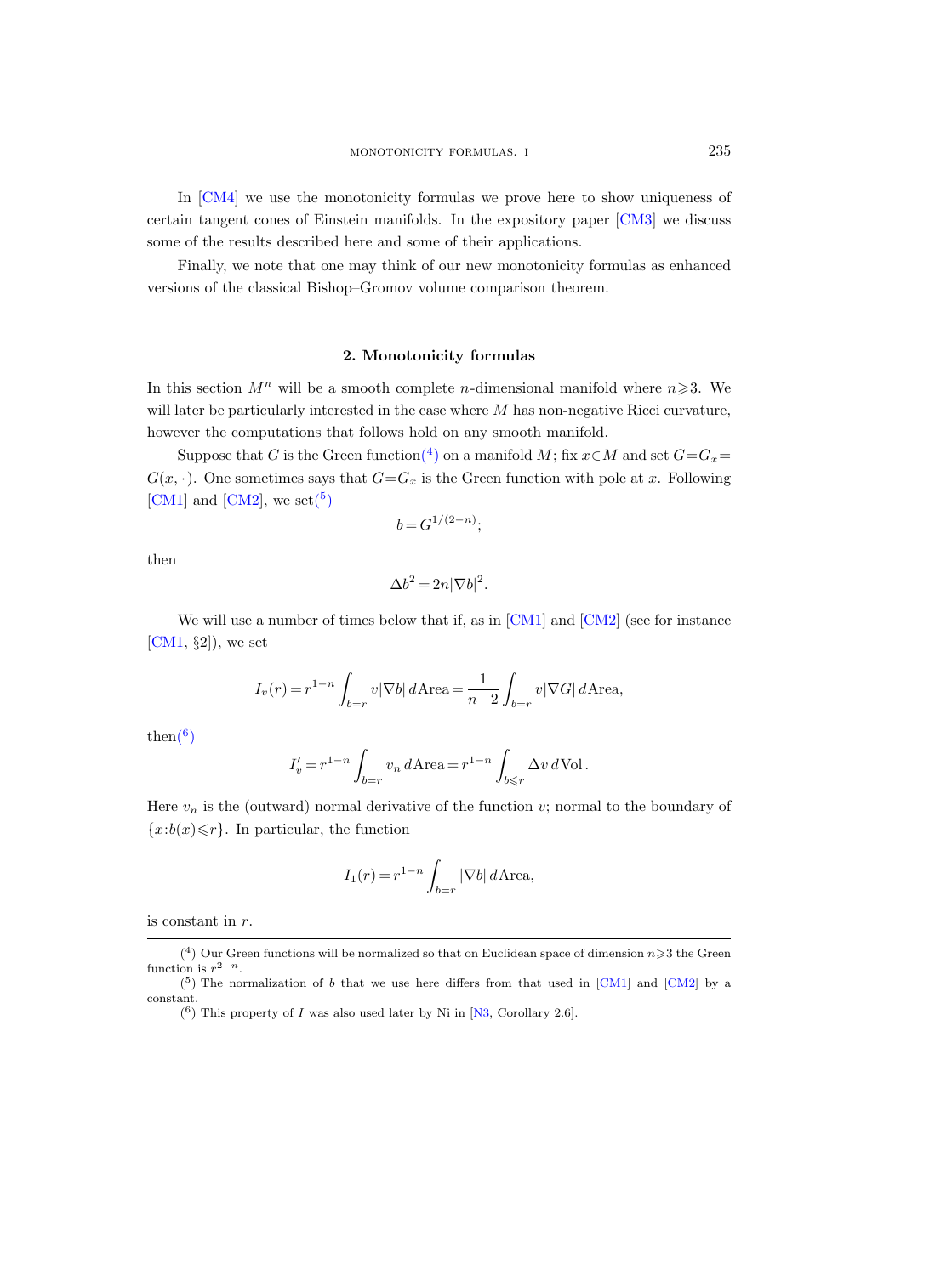In [CM4] we use the monotonicity formulas we prove here to show uniqueness of certain tangent cones of Einstein manifolds. In the expository paper [CM3] we discuss some of the results described here and some of their applications.

Finally, we note that one may think of our new monotonicity formulas as enhanced versions of the classical Bishop–Gromov volume comparison theorem.

## 2. Monotonicity formulas

In this section $M^n$ will be a smooth complete $n$-dimensional manifold where $n\geqslant 3$. We will later be particularly interested in the case where $M$ has non-negative Ricci curvature, however the computations that follows hold on any smooth manifold.

Suppose that $G$ is the Green function([4]) on a manifold $M$; fix $x\in M$ and set $G=G_x=G(x,\cdot)$. One sometimes says that $G=G_x$ is the Green function with pole at $x$. Following [CM1] and [CM2], we set([5])

$$b=G^{1/(2-n)};$$

then

$$\Delta b^2=2n|\nabla b|^2.$$

We will use a number of times below that if, as in [CM1] and [CM2] (see for instance [CM1, §2]), we set

$$I_v(r)=r^{1-n}\int_{b=r} v|\nabla b|\,d\mathrm{Area}=\frac{1}{n-2}\int_{b=r} v|\nabla G|\,d\mathrm{Area},$$

then([6])

$$I_v'=r^{1-n}\int_{b=r} v_n\,d\mathrm{Area}=r^{1-n}\int_{b\leqslant r}\Delta v\,d\mathrm{Vol}\,.$$

Here $v_n$ is the (outward) normal derivative of the function $v$; normal to the boundary of $\{x:b(x)\leqslant r\}$. In particular, the function

$$I_1(r)=r^{1-n}\int_{b=r}|\nabla b|\,d\mathrm{Area},$$

is constant in $r$.

---

([4]) Our Green functions will be normalized so that on Euclidean space of dimension $n\geqslant 3$ the Green function is $r^{2-n}$.

([5]) The normalization of $b$ that we use here differs from that used in [CM1] and [CM2] by a constant.

([6]) This property of $I$ was also used later by Ni in [N3, Corollary 2.6].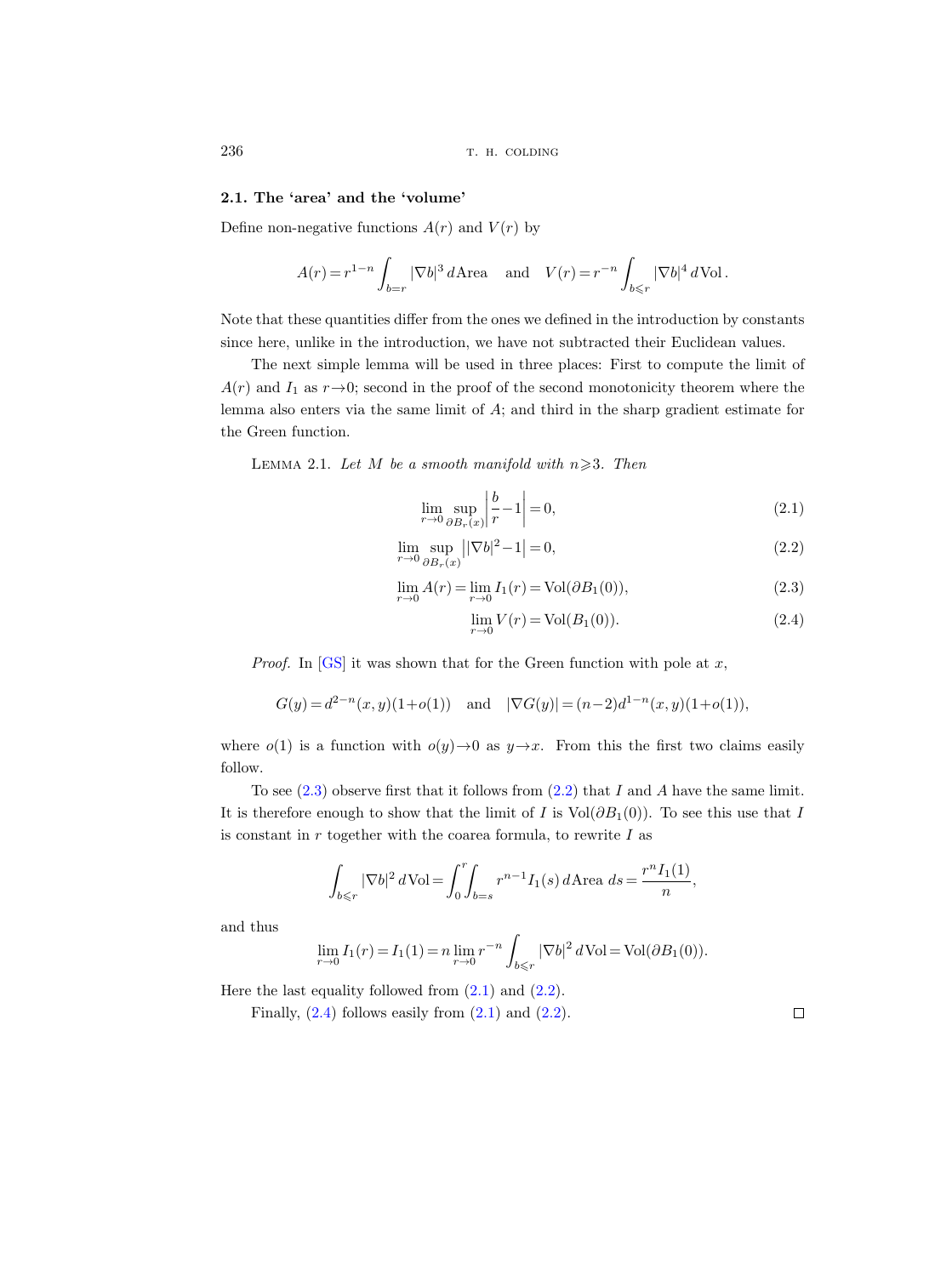### 2.1. The 'area' and the 'volume'

Define non-negative functions $A(r)$ and $V(r)$ by

$$A(r) = r^{1-n} \int_{b=r} |\nabla b|^3 \, d\text{Area} \quad \text{and} \quad V(r) = r^{-n} \int_{b \leqslant r} |\nabla b|^4 \, d\text{Vol}.$$

Note that these quantities differ from the ones we defined in the introduction by constants since here, unlike in the introduction, we have not subtracted their Euclidean values.

The next simple lemma will be used in three places: First to compute the limit of $A(r)$ and $I_1$ as $r \to 0$; second in the proof of the second monotonicity theorem where the lemma also enters via the same limit of $A$; and third in the sharp gradient estimate for the Green function.

Lemma 2.1. *Let $M$ be a smooth manifold with $n \geqslant 3$. Then*

$$\lim_{r \to 0} \sup_{\partial B_r(x)} \left| \frac{b}{r} - 1 \right| = 0, \tag{2.1}$$

$$\lim_{r \to 0} \sup_{\partial B_r(x)} \big| |\nabla b|^2 - 1 \big| = 0, \tag{2.2}$$

$$\lim_{r \to 0} A(r) = \lim_{r \to 0} I_1(r) = \text{Vol}(\partial B_1(0)), \tag{2.3}$$

$$\lim_{r \to 0} V(r) = \text{Vol}(B_1(0)). \tag{2.4}$$

*Proof.* In [GS] it was shown that for the Green function with pole at $x$,

$$G(y) = d^{2-n}(x,y)(1+o(1)) \quad \text{and} \quad |\nabla G(y)| = (n-2) d^{1-n}(x,y)(1+o(1)),$$

where $o(1)$ is a function with $o(y) \to 0$ as $y \to x$. From this the first two claims easily follow.

To see (2.3) observe first that it follows from (2.2) that $I$ and $A$ have the same limit. It is therefore enough to show that the limit of $I$ is $\text{Vol}(\partial B_1(0))$. To see this use that $I$ is constant in $r$ together with the coarea formula, to rewrite $I$ as

$$\int_{b \leqslant r} |\nabla b|^2 \, d\text{Vol} = \int_0^r \int_{b=s} r^{n-1} I_1(s) \, d\text{Area} \, ds = \frac{r^n I_1(1)}{n},$$

and thus

$$\lim_{r \to 0} I_1(r) = I_1(1) = n \lim_{r \to 0} r^{-n} \int_{b \leqslant r} |\nabla b|^2 \, d\text{Vol} = \text{Vol}(\partial B_1(0)).$$

Here the last equality followed from (2.1) and (2.2).

Finally, (2.4) follows easily from (2.1) and (2.2). $\square$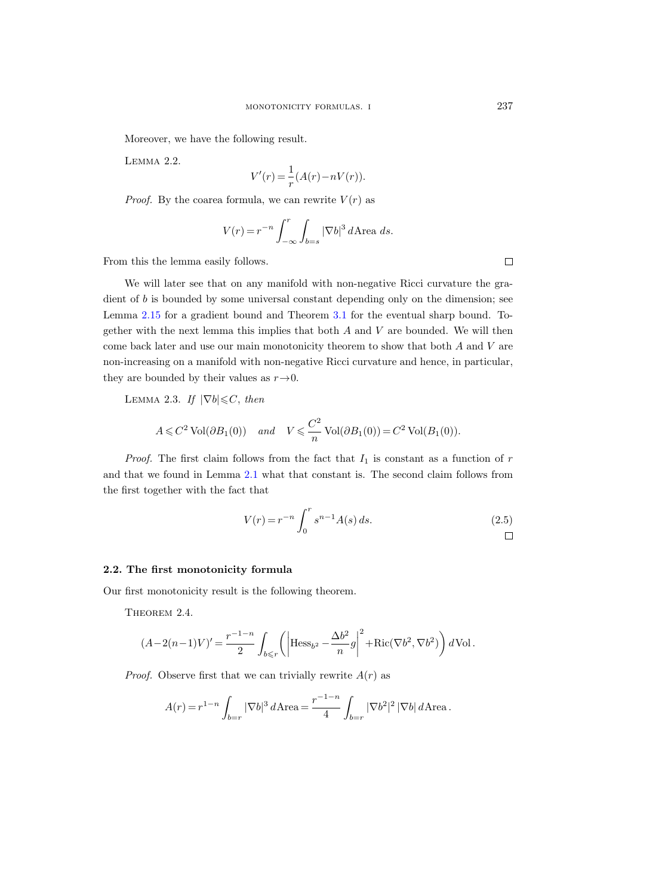Moreover, we have the following result.

Lemma 2.2.

$$V'(r)=\frac{1}{r}(A(r)-nV(r)).$$

*Proof.* By the coarea formula, we can rewrite $V(r)$ as

$$V(r)=r^{-n}\int_{-\infty}^{r}\int_{b=s}|\nabla b|^3\,d\mathrm{Area}\;ds.$$

From this the lemma easily follows. ∎

We will later see that on any manifold with non-negative Ricci curvature the gradient of $b$ is bounded by some universal constant depending only on the dimension; see Lemma 2.15 for a gradient bound and Theorem 3.1 for the eventual sharp bound. Together with the next lemma this implies that both $A$ and $V$ are bounded. We will then come back later and use our main monotonicity theorem to show that both $A$ and $V$ are non-increasing on a manifold with non-negative Ricci curvature and hence, in particular, they are bounded by their values as $r\to 0$.

Lemma 2.3. *If* $|\nabla b|\leqslant C$, *then*

$$A\leqslant C^2\,\mathrm{Vol}(\partial B_1(0))\quad\textit{and}\quad V\leqslant\frac{C^2}{n}\,\mathrm{Vol}(\partial B_1(0))=C^2\,\mathrm{Vol}(B_1(0)).$$

*Proof.* The first claim follows from the fact that $I_1$ is constant as a function of $r$ and that we found in Lemma 2.1 what that constant is. The second claim follows from the first together with the fact that

$$V(r)=r^{-n}\int_0^r s^{n-1}A(s)\,ds. \tag{2.5}$$

∎

### 2.2. The first monotonicity formula

Our first monotonicity result is the following theorem.

Theorem 2.4.

$$(A-2(n-1)V)'=\frac{r^{-1-n}}{2}\int_{b\leqslant r}\left(\left|\mathrm{Hess}_{b^2}-\frac{\Delta b^2}{n}g\right|^2+\mathrm{Ric}(\nabla b^2,\nabla b^2)\right)d\mathrm{Vol}\,.$$

*Proof.* Observe first that we can trivially rewrite $A(r)$ as

$$A(r)=r^{1-n}\int_{b=r}|\nabla b|^3\,d\mathrm{Area}=\frac{r^{-1-n}}{4}\int_{b=r}|\nabla b^2|^2\,|\nabla b|\,d\mathrm{Area}\,.$$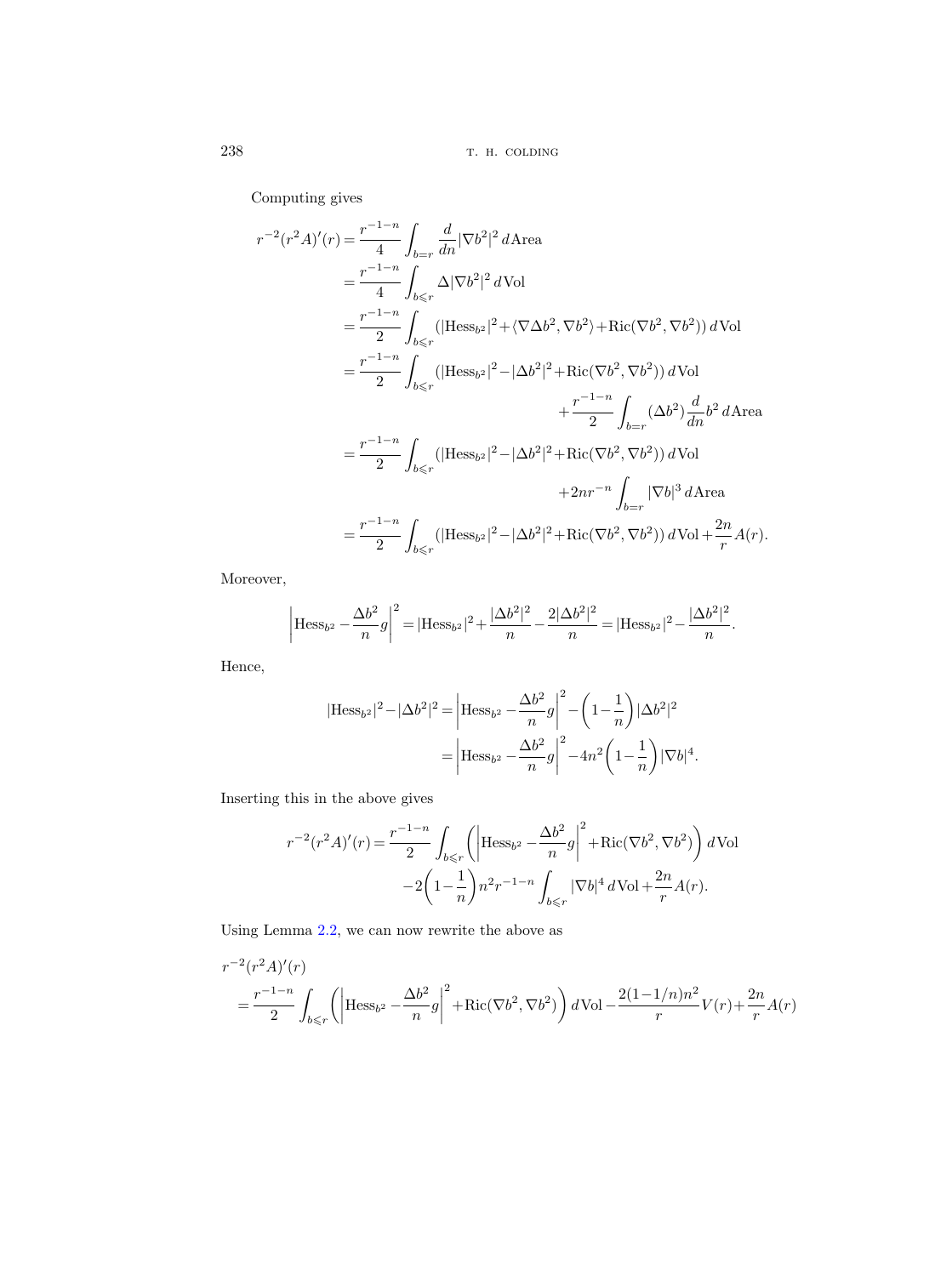Computing gives

$$
\begin{aligned}
r^{-2}(r^2A)'(r) &= \frac{r^{-1-n}}{4}\int_{b=r}\frac{d}{dn}|\nabla b^2|^2\,d\text{Area}\\
&= \frac{r^{-1-n}}{4}\int_{b\leqslant r}\Delta|\nabla b^2|^2\,d\text{Vol}\\
&= \frac{r^{-1-n}}{2}\int_{b\leqslant r}(|\text{Hess}_{b^2}|^2+\langle\nabla\Delta b^2,\nabla b^2\rangle+\text{Ric}(\nabla b^2,\nabla b^2))\,d\text{Vol}\\
&= \frac{r^{-1-n}}{2}\int_{b\leqslant r}(|\text{Hess}_{b^2}|^2-|\Delta b^2|^2+\text{Ric}(\nabla b^2,\nabla b^2))\,d\text{Vol}\\
&\qquad\qquad\qquad\qquad+\frac{r^{-1-n}}{2}\int_{b=r}(\Delta b^2)\frac{d}{dn}b^2\,d\text{Area}\\
&= \frac{r^{-1-n}}{2}\int_{b\leqslant r}(|\text{Hess}_{b^2}|^2-|\Delta b^2|^2+\text{Ric}(\nabla b^2,\nabla b^2))\,d\text{Vol}\\
&\qquad\qquad\qquad\qquad+2nr^{-n}\int_{b=r}|\nabla b|^3\,d\text{Area}\\
&= \frac{r^{-1-n}}{2}\int_{b\leqslant r}(|\text{Hess}_{b^2}|^2-|\Delta b^2|^2+\text{Ric}(\nabla b^2,\nabla b^2))\,d\text{Vol}+\frac{2n}{r}A(r).
\end{aligned}
$$

Moreover,

$$
\left|\text{Hess}_{b^2}-\frac{\Delta b^2}{n}g\right|^2=|\text{Hess}_{b^2}|^2+\frac{|\Delta b^2|^2}{n}-\frac{2|\Delta b^2|^2}{n}=|\text{Hess}_{b^2}|^2-\frac{|\Delta b^2|^2}{n}.
$$

Hence,

$$
\begin{aligned}
|\text{Hess}_{b^2}|^2-|\Delta b^2|^2 &= \left|\text{Hess}_{b^2}-\frac{\Delta b^2}{n}g\right|^2-\left(1-\frac{1}{n}\right)|\Delta b^2|^2\\
&= \left|\text{Hess}_{b^2}-\frac{\Delta b^2}{n}g\right|^2-4n^2\left(1-\frac{1}{n}\right)|\nabla b|^4.
\end{aligned}
$$

Inserting this in the above gives

$$
\begin{aligned}
r^{-2}(r^2A)'(r) = \frac{r^{-1-n}}{2}&\int_{b\leqslant r}\left(\left|\text{Hess}_{b^2}-\frac{\Delta b^2}{n}g\right|^2+\text{Ric}(\nabla b^2,\nabla b^2)\right)d\text{Vol}\\
&-2\left(1-\frac{1}{n}\right)n^2r^{-1-n}\int_{b\leqslant r}|\nabla b|^4\,d\text{Vol}+\frac{2n}{r}A(r).
\end{aligned}
$$

Using Lemma 2.2, we can now rewrite the above as

$$
\begin{aligned}
&r^{-2}(r^2A)'(r)\\
&\quad= \frac{r^{-1-n}}{2}\int_{b\leqslant r}\left(\left|\text{Hess}_{b^2}-\frac{\Delta b^2}{n}g\right|^2+\text{Ric}(\nabla b^2,\nabla b^2)\right)d\text{Vol}-\frac{2(1-1/n)n^2}{r}V(r)+\frac{2n}{r}A(r)
\end{aligned}
$$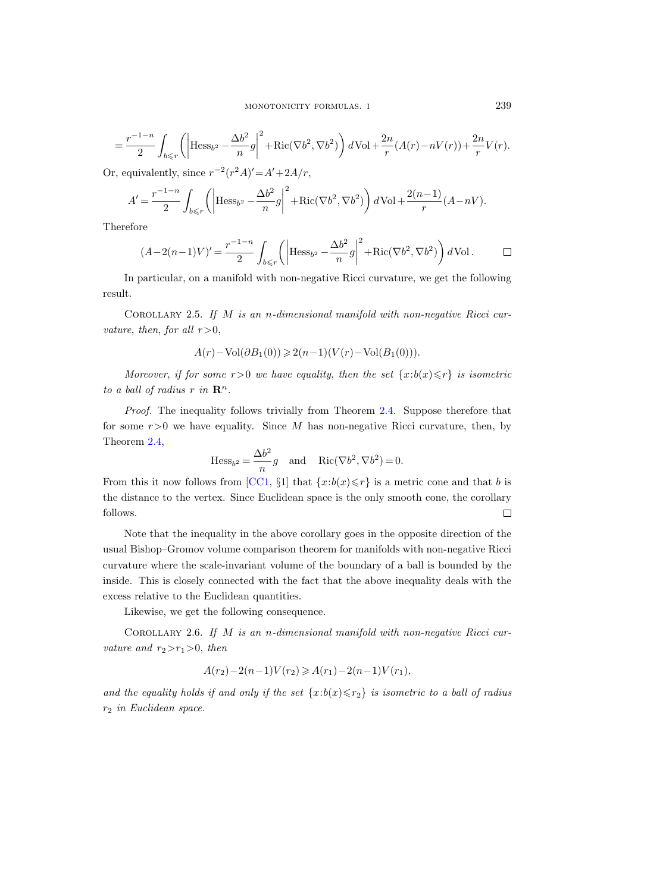$$= \frac{r^{-1-n}}{2} \int_{b \leqslant r} \left( \left| \mathrm{Hess}_{b^2} - \frac{\Delta b^2}{n} g \right|^2 + \mathrm{Ric}(\nabla b^2, \nabla b^2) \right) d\mathrm{Vol} + \frac{2n}{r}(A(r) - nV(r)) + \frac{2n}{r} V(r).$$

Or, equivalently, since $r^{-2}(r^2 A)' = A' + 2A/r$,

$$A' = \frac{r^{-1-n}}{2} \int_{b \leqslant r} \left( \left| \mathrm{Hess}_{b^2} - \frac{\Delta b^2}{n} g \right|^2 + \mathrm{Ric}(\nabla b^2, \nabla b^2) \right) d\mathrm{Vol} + \frac{2(n-1)}{r}(A - nV).$$

Therefore

$$(A - 2(n-1)V)' = \frac{r^{-1-n}}{2} \int_{b \leqslant r} \left( \left| \mathrm{Hess}_{b^2} - \frac{\Delta b^2}{n} g \right|^2 + \mathrm{Ric}(\nabla b^2, \nabla b^2) \right) d\mathrm{Vol}. \qquad \square$$

In particular, on a manifold with non-negative Ricci curvature, we get the following result.

Corollary 2.5. *If $M$ is an $n$-dimensional manifold with non-negative Ricci curvature, then, for all $r > 0$,*

$$A(r) - \mathrm{Vol}(\partial B_1(0)) \geqslant 2(n-1)(V(r) - \mathrm{Vol}(B_1(0))).$$

*Moreover, if for some $r > 0$ we have equality, then the set $\{x : b(x) \leqslant r\}$ is isometric to a ball of radius $r$ in $\mathbf{R}^n$.*

*Proof.* The inequality follows trivially from Theorem 2.4. Suppose therefore that for some $r > 0$ we have equality. Since $M$ has non-negative Ricci curvature, then, by Theorem 2.4,

$$\mathrm{Hess}_{b^2} = \frac{\Delta b^2}{n} g \quad \text{and} \quad \mathrm{Ric}(\nabla b^2, \nabla b^2) = 0.$$

From this it now follows from [CC1, §1] that $\{x : b(x) \leqslant r\}$ is a metric cone and that $b$ is the distance to the vertex. Since Euclidean space is the only smooth cone, the corollary follows. $\square$

Note that the inequality in the above corollary goes in the opposite direction of the usual Bishop–Gromov volume comparison theorem for manifolds with non-negative Ricci curvature where the scale-invariant volume of the boundary of a ball is bounded by the inside. This is closely connected with the fact that the above inequality deals with the excess relative to the Euclidean quantities.

Likewise, we get the following consequence.

Corollary 2.6. *If $M$ is an $n$-dimensional manifold with non-negative Ricci curvature and $r_2 > r_1 > 0$, then*

$$A(r_2) - 2(n-1)V(r_2) \geqslant A(r_1) - 2(n-1)V(r_1),$$

*and the equality holds if and only if the set $\{x : b(x) \leqslant r_2\}$ is isometric to a ball of radius $r_2$ in Euclidean space.*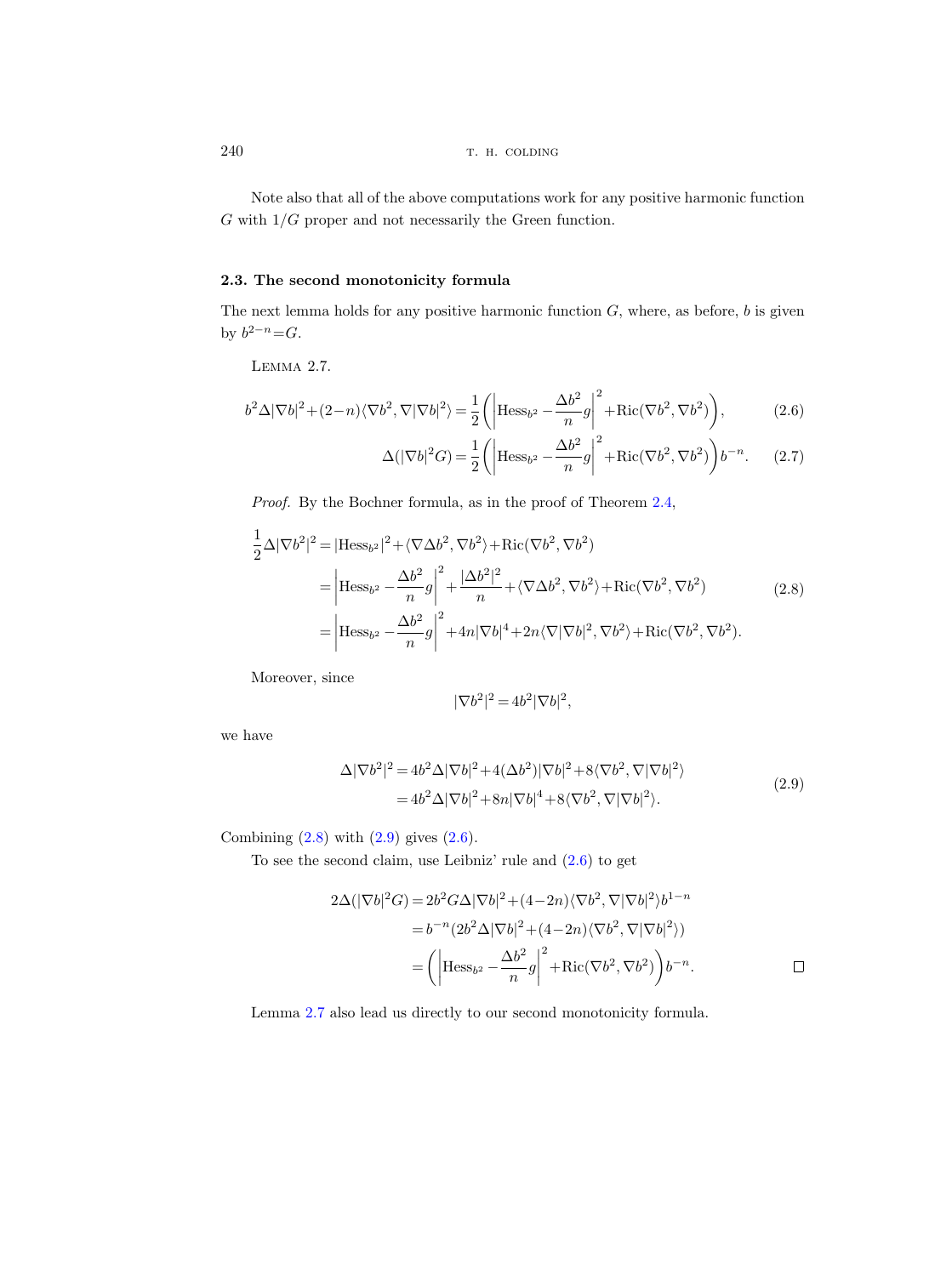Note also that all of the above computations work for any positive harmonic function $G$ with $1/G$ proper and not necessarily the Green function.

### 2.3. The second monotonicity formula

The next lemma holds for any positive harmonic function $G$, where, as before, $b$ is given by $b^{2-n}=G$.

LEMMA 2.7.

$$b^2\Delta|\nabla b|^2+(2-n)\langle\nabla b^2,\nabla|\nabla b|^2\rangle=\frac{1}{2}\left(\left|\operatorname{Hess}_{b^2}-\frac{\Delta b^2}{n}g\right|^2+\operatorname{Ric}(\nabla b^2,\nabla b^2)\right), \tag{2.6}$$

$$\Delta(|\nabla b|^2G)=\frac{1}{2}\left(\left|\operatorname{Hess}_{b^2}-\frac{\Delta b^2}{n}g\right|^2+\operatorname{Ric}(\nabla b^2,\nabla b^2)\right)b^{-n}. \tag{2.7}$$

*Proof.* By the Bochner formula, as in the proof of Theorem 2.4,

$$\begin{aligned}\frac{1}{2}\Delta|\nabla b^2|^2&=|\operatorname{Hess}_{b^2}|^2+\langle\nabla\Delta b^2,\nabla b^2\rangle+\operatorname{Ric}(\nabla b^2,\nabla b^2)\\&=\left|\operatorname{Hess}_{b^2}-\frac{\Delta b^2}{n}g\right|^2+\frac{|\Delta b^2|^2}{n}+\langle\nabla\Delta b^2,\nabla b^2\rangle+\operatorname{Ric}(\nabla b^2,\nabla b^2)\\&=\left|\operatorname{Hess}_{b^2}-\frac{\Delta b^2}{n}g\right|^2+4n|\nabla b|^4+2n\langle\nabla|\nabla b|^2,\nabla b^2\rangle+\operatorname{Ric}(\nabla b^2,\nabla b^2).\end{aligned} \tag{2.8}$$

Moreover, since

$$|\nabla b^2|^2=4b^2|\nabla b|^2,$$

we have

$$\begin{aligned}\Delta|\nabla b^2|^2&=4b^2\Delta|\nabla b|^2+4(\Delta b^2)|\nabla b|^2+8\langle\nabla b^2,\nabla|\nabla b|^2\rangle\\&=4b^2\Delta|\nabla b|^2+8n|\nabla b|^4+8\langle\nabla b^2,\nabla|\nabla b|^2\rangle.\end{aligned} \tag{2.9}$$

Combining (2.8) with (2.9) gives (2.6).

To see the second claim, use Leibniz' rule and (2.6) to get

$$\begin{aligned}2\Delta(|\nabla b|^2G)&=2b^2G\Delta|\nabla b|^2+(4-2n)\langle\nabla b^2,\nabla|\nabla b|^2\rangle b^{1-n}\\&=b^{-n}(2b^2\Delta|\nabla b|^2+(4-2n)\langle\nabla b^2,\nabla|\nabla b|^2\rangle)\\&=\left(\left|\operatorname{Hess}_{b^2}-\frac{\Delta b^2}{n}g\right|^2+\operatorname{Ric}(\nabla b^2,\nabla b^2)\right)b^{-n}.\end{aligned}$$

□

Lemma 2.7 also lead us directly to our second monotonicity formula.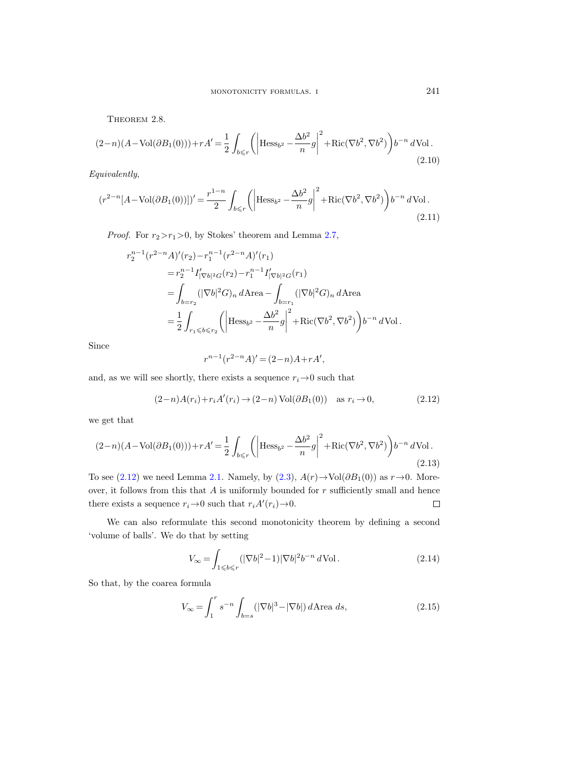Theorem 2.8.

$$(2-n)(A-\mathrm{Vol}(\partial B_1(0)))+rA'=\frac{1}{2}\int_{b\leqslant r}\left(\left|\mathrm{Hess}_{b^2}-\frac{\Delta b^2}{n}g\right|^2+\mathrm{Ric}(\nabla b^2,\nabla b^2)\right)b^{-n}\,d\mathrm{Vol}. \tag{2.10}$$

*Equivalently*,

$$(r^{2-n}[A-\mathrm{Vol}(\partial B_1(0))])'=\frac{r^{1-n}}{2}\int_{b\leqslant r}\left(\left|\mathrm{Hess}_{b^2}-\frac{\Delta b^2}{n}g\right|^2+\mathrm{Ric}(\nabla b^2,\nabla b^2)\right)b^{-n}\,d\mathrm{Vol}. \tag{2.11}$$

*Proof.* For $r_2>r_1>0$, by Stokes' theorem and Lemma 2.7,

$$\begin{aligned}
r_2^{n-1}&(r^{2-n}A)'(r_2)-r_1^{n-1}(r^{2-n}A)'(r_1)\\
&=r_2^{n-1}I'_{|\nabla b|^2G}(r_2)-r_1^{n-1}I'_{|\nabla b|^2G}(r_1)\\
&=\int_{b=r_2}(|\nabla b|^2G)_n\,d\mathrm{Area}-\int_{b=r_1}(|\nabla b|^2G)_n\,d\mathrm{Area}\\
&=\frac{1}{2}\int_{r_1\leqslant b\leqslant r_2}\left(\left|\mathrm{Hess}_{b^2}-\frac{\Delta b^2}{n}g\right|^2+\mathrm{Ric}(\nabla b^2,\nabla b^2)\right)b^{-n}\,d\mathrm{Vol}.
\end{aligned}$$

Since

$$r^{n-1}(r^{2-n}A)'=(2-n)A+rA',$$

and, as we will see shortly, there exists a sequence $r_i\to 0$ such that

$$(2-n)A(r_i)+r_iA'(r_i)\to(2-n)\,\mathrm{Vol}(\partial B_1(0))\quad\text{as } r_i\to 0, \tag{2.12}$$

we get that

$$(2-n)(A-\mathrm{Vol}(\partial B_1(0)))+rA'=\frac{1}{2}\int_{b\leqslant r}\left(\left|\mathrm{Hess}_{b^2}-\frac{\Delta b^2}{n}g\right|^2+\mathrm{Ric}(\nabla b^2,\nabla b^2)\right)b^{-n}\,d\mathrm{Vol}. \tag{2.13}$$

To see (2.12) we need Lemma 2.1. Namely, by (2.3), $A(r)\to\mathrm{Vol}(\partial B_1(0))$ as $r\to 0$. Moreover, it follows from this that $A$ is uniformly bounded for $r$ sufficiently small and hence there exists a sequence $r_i\to 0$ such that $r_iA'(r_i)\to 0$. $\square$

We can also reformulate this second monotonicity theorem by defining a second 'volume of balls'. We do that by setting

$$V_\infty=\int_{1\leqslant b\leqslant r}(|\nabla b|^2-1)|\nabla b|^2b^{-n}\,d\mathrm{Vol}. \tag{2.14}$$

So that, by the coarea formula

$$V_\infty=\int_1^r s^{-n}\int_{b=s}(|\nabla b|^3-|\nabla b|)\,d\mathrm{Area}\,ds, \tag{2.15}$$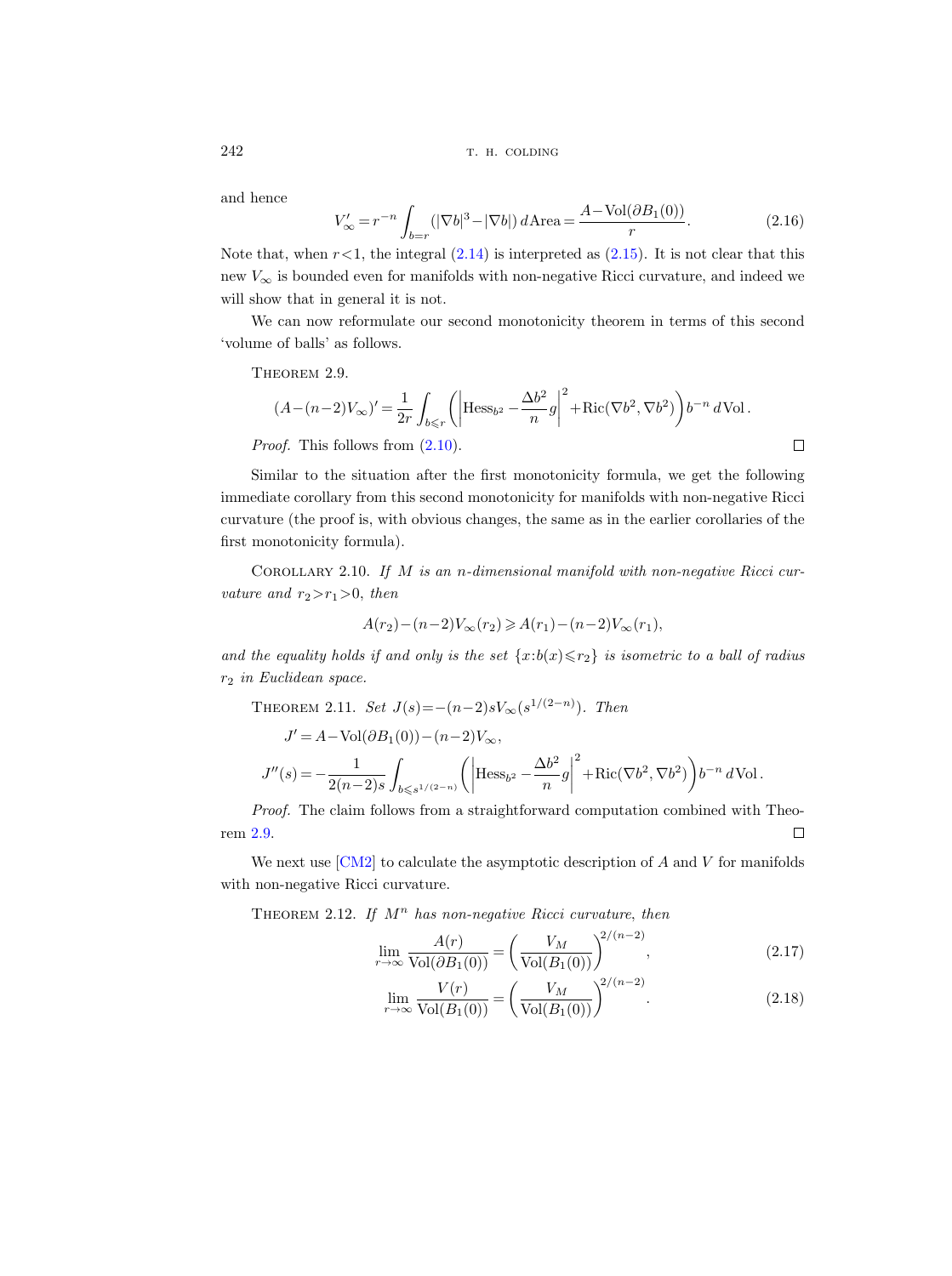and hence

$$V'_\infty = r^{-n} \int_{b=r} (|\nabla b|^3 - |\nabla b|)\, d\text{Area} = \frac{A - \text{Vol}(\partial B_1(0))}{r}. \tag{2.16}$$

Note that, when $r<1$, the integral (2.14) is interpreted as (2.15). It is not clear that this new $V_\infty$ is bounded even for manifolds with non-negative Ricci curvature, and indeed we will show that in general it is not.

We can now reformulate our second monotonicity theorem in terms of this second 'volume of balls' as follows.

Theorem 2.9.

$$(A-(n-2)V_\infty)' = \frac{1}{2r} \int_{b\leqslant r} \left( \left| \text{Hess}_{b^2} - \frac{\Delta b^2}{n} g \right|^2 + \text{Ric}(\nabla b^2, \nabla b^2) \right) b^{-n}\, d\text{Vol}.$$

*Proof.* This follows from (2.10). $\square$

Similar to the situation after the first monotonicity formula, we get the following immediate corollary from this second monotonicity for manifolds with non-negative Ricci curvature (the proof is, with obvious changes, the same as in the earlier corollaries of the first monotonicity formula).

Corollary 2.10. *If $M$ is an $n$-dimensional manifold with non-negative Ricci curvature and $r_2>r_1>0$, then*

$$A(r_2)-(n-2)V_\infty(r_2) \geqslant A(r_1)-(n-2)V_\infty(r_1),$$

*and the equality holds if and only is the set $\{x: b(x)\leqslant r_2\}$ is isometric to a ball of radius $r_2$ in Euclidean space.*

Theorem 2.11. *Set $J(s)=-(n-2)sV_\infty(s^{1/(2-n)})$. Then*

$$J' = A - \text{Vol}(\partial B_1(0)) - (n-2)V_\infty,$$

$$J''(s) = -\frac{1}{2(n-2)s} \int_{b\leqslant s^{1/(2-n)}} \left( \left| \text{Hess}_{b^2} - \frac{\Delta b^2}{n} g \right|^2 + \text{Ric}(\nabla b^2, \nabla b^2) \right) b^{-n}\, d\text{Vol}.$$

*Proof.* The claim follows from a straightforward computation combined with Theorem 2.9. $\square$

We next use [CM2] to calculate the asymptotic description of $A$ and $V$ for manifolds with non-negative Ricci curvature.

Theorem 2.12. *If $M^n$ has non-negative Ricci curvature, then*

$$\lim_{r\to\infty} \frac{A(r)}{\text{Vol}(\partial B_1(0))} = \left( \frac{V_M}{\text{Vol}(B_1(0))} \right)^{2/(n-2)}, \tag{2.17}$$

$$\lim_{r\to\infty} \frac{V(r)}{\text{Vol}(B_1(0))} = \left( \frac{V_M}{\text{Vol}(B_1(0))} \right)^{2/(n-2)}. \tag{2.18}$$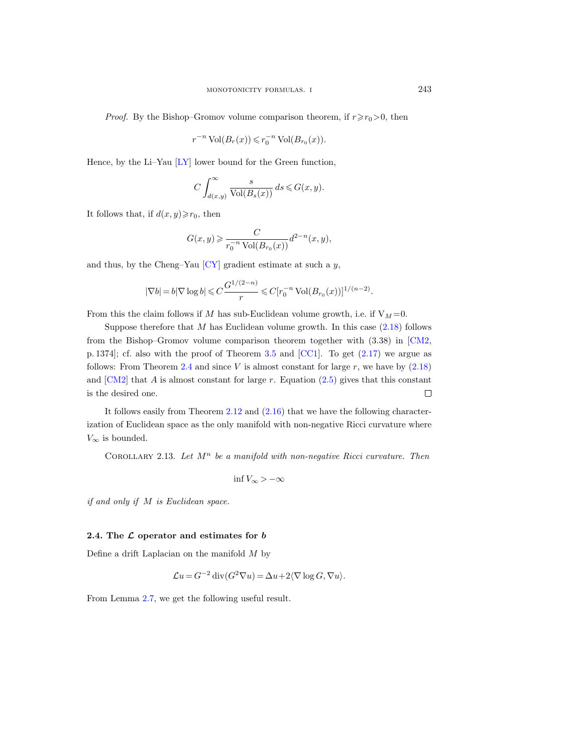*Proof.* By the Bishop–Gromov volume comparison theorem, if $r \geqslant r_0 > 0$, then

$$r^{-n} \operatorname{Vol}(B_r(x)) \leqslant r_0^{-n} \operatorname{Vol}(B_{r_0}(x)).$$

Hence, by the Li–Yau [LY] lower bound for the Green function,

$$C \int_{d(x,y)}^{\infty} \frac{s}{\operatorname{Vol}(B_s(x))}\, ds \leqslant G(x,y).$$

It follows that, if $d(x,y) \geqslant r_0$, then

$$G(x,y) \geqslant \frac{C}{r_0^{-n} \operatorname{Vol}(B_{r_0}(x))} d^{2-n}(x,y),$$

and thus, by the Cheng–Yau [CY] gradient estimate at such a $y$,

$$|\nabla b| = b |\nabla \log b| \leqslant C \frac{G^{1/(2-n)}}{r} \leqslant C [r_0^{-n} \operatorname{Vol}(B_{r_0}(x))]^{1/(n-2)}.$$

From this the claim follows if $M$ has sub-Euclidean volume growth, i.e. if $\mathrm{V}_M = 0$.

Suppose therefore that $M$ has Euclidean volume growth. In this case (2.18) follows from the Bishop–Gromov volume comparison theorem together with (3.38) in [CM2, p. 1374]; cf. also with the proof of Theorem 3.5 and [CC1]. To get (2.17) we argue as follows: From Theorem 2.4 and since $V$ is almost constant for large $r$, we have by (2.18) and [CM2] that $A$ is almost constant for large $r$. Equation (2.5) gives that this constant is the desired one. $\square$

It follows easily from Theorem 2.12 and (2.16) that we have the following characterization of Euclidean space as the only manifold with non-negative Ricci curvature where $V_\infty$ is bounded.

Corollary 2.13. *Let $M^n$ be a manifold with non-negative Ricci curvature. Then*

$$\inf V_\infty > -\infty$$

*if and only if $M$ is Euclidean space.*

### 2.4. The $\mathcal{L}$ operator and estimates for $b$

Define a drift Laplacian on the manifold $M$ by

$$\mathcal{L} u = G^{-2} \operatorname{div}(G^2 \nabla u) = \Delta u + 2 \langle \nabla \log G, \nabla u \rangle.$$

From Lemma 2.7, we get the following useful result.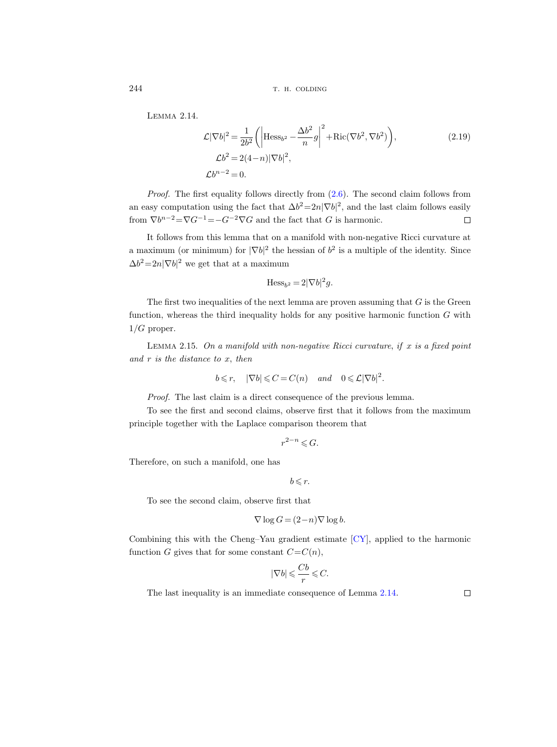Lemma 2.14.

$$
\begin{aligned}
\mathcal{L}|\nabla b|^2 &= \frac{1}{2b^2}\left(\left|\mathrm{Hess}_{b^2} - \frac{\Delta b^2}{n} g\right|^2 + \mathrm{Ric}(\nabla b^2, \nabla b^2)\right), \\
\mathcal{L} b^2 &= 2(4-n)|\nabla b|^2, \\
\mathcal{L} b^{n-2} &= 0.
\end{aligned}
\tag{2.19}
$$

*Proof.* The first equality follows directly from (2.6). The second claim follows from an easy computation using the fact that $\Delta b^2 = 2n|\nabla b|^2$, and the last claim follows easily from $\nabla b^{n-2} = \nabla G^{-1} = -G^{-2}\nabla G$ and the fact that $G$ is harmonic. □

It follows from this lemma that on a manifold with non-negative Ricci curvature at a maximum (or minimum) for $|\nabla b|^2$ the hessian of $b^2$ is a multiple of the identity. Since $\Delta b^2 = 2n|\nabla b|^2$ we get that at a maximum

$$
\mathrm{Hess}_{b^2} = 2|\nabla b|^2 g.
$$

The first two inequalities of the next lemma are proven assuming that $G$ is the Green function, whereas the third inequality holds for any positive harmonic function $G$ with $1/G$ proper.

Lemma 2.15. *On a manifold with non-negative Ricci curvature, if $x$ is a fixed point and $r$ is the distance to $x$, then*

$$
b \leqslant r, \quad |\nabla b| \leqslant C = C(n) \quad \text{and} \quad 0 \leqslant \mathcal{L}|\nabla b|^2.
$$

*Proof.* The last claim is a direct consequence of the previous lemma.

To see the first and second claims, observe first that it follows from the maximum principle together with the Laplace comparison theorem that

$$
r^{2-n} \leqslant G.
$$

Therefore, on such a manifold, one has

$$
b \leqslant r.
$$

To see the second claim, observe first that

$$
\nabla \log G = (2-n)\nabla \log b.
$$

Combining this with the Cheng–Yau gradient estimate [CY], applied to the harmonic function $G$ gives that for some constant $C = C(n)$,

$$
|\nabla b| \leqslant \frac{Cb}{r} \leqslant C.
$$

The last inequality is an immediate consequence of Lemma 2.14. □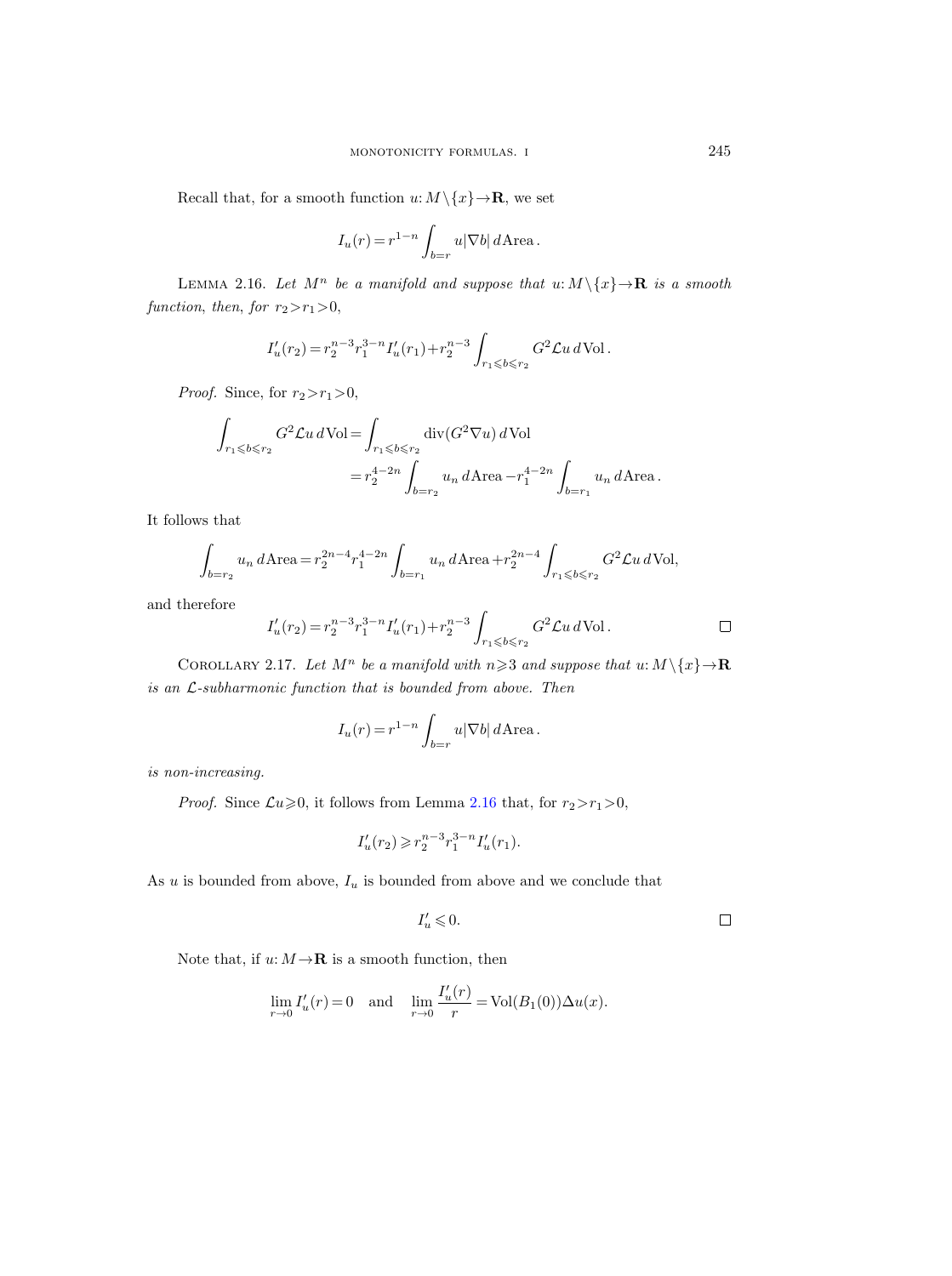Recall that, for a smooth function $u: M\setminus\{x\}\to\mathbf{R}$, we set

$$I_u(r) = r^{1-n}\int_{b=r} u|\nabla b|\,d\mathrm{Area}.$$

LEMMA 2.16. *Let $M^n$ be a manifold and suppose that $u: M\setminus\{x\}\to\mathbf{R}$ is a smooth function, then, for $r_2>r_1>0$,*

$$I_u'(r_2) = r_2^{n-3}r_1^{3-n}I_u'(r_1) + r_2^{n-3}\int_{r_1\leqslant b\leqslant r_2} G^2\mathcal{L}u\,d\mathrm{Vol}.$$

*Proof.* Since, for $r_2>r_1>0$,

$$\begin{aligned}\int_{r_1\leqslant b\leqslant r_2} G^2\mathcal{L}u\,d\mathrm{Vol} &= \int_{r_1\leqslant b\leqslant r_2} \mathrm{div}(G^2\nabla u)\,d\mathrm{Vol}\\ &= r_2^{4-2n}\int_{b=r_2} u_n\,d\mathrm{Area} - r_1^{4-2n}\int_{b=r_1} u_n\,d\mathrm{Area}.\end{aligned}$$

It follows that

$$\int_{b=r_2} u_n\,d\mathrm{Area} = r_2^{2n-4}r_1^{4-2n}\int_{b=r_1} u_n\,d\mathrm{Area} + r_2^{2n-4}\int_{r_1\leqslant b\leqslant r_2} G^2\mathcal{L}u\,d\mathrm{Vol},$$

and therefore

$$I_u'(r_2) = r_2^{n-3}r_1^{3-n}I_u'(r_1) + r_2^{n-3}\int_{r_1\leqslant b\leqslant r_2} G^2\mathcal{L}u\,d\mathrm{Vol}.$$

□

COROLLARY 2.17. *Let $M^n$ be a manifold with $n\geqslant 3$ and suppose that $u: M\setminus\{x\}\to\mathbf{R}$ is an $\mathcal{L}$-subharmonic function that is bounded from above. Then*

$$I_u(r) = r^{1-n}\int_{b=r} u|\nabla b|\,d\mathrm{Area}.$$

*is non-increasing.*

*Proof.* Since $\mathcal{L}u\geqslant 0$, it follows from Lemma 2.16 that, for $r_2>r_1>0$,

$$I_u'(r_2) \geqslant r_2^{n-3}r_1^{3-n}I_u'(r_1).$$

As $u$ is bounded from above, $I_u$ is bounded from above and we conclude that

$$I_u' \leqslant 0.$$

□

Note that, if $u: M\to\mathbf{R}$ is a smooth function, then

$$\lim_{r\to 0} I_u'(r) = 0 \quad\text{and}\quad \lim_{r\to 0}\frac{I_u'(r)}{r} = \mathrm{Vol}(B_1(0))\Delta u(x).$$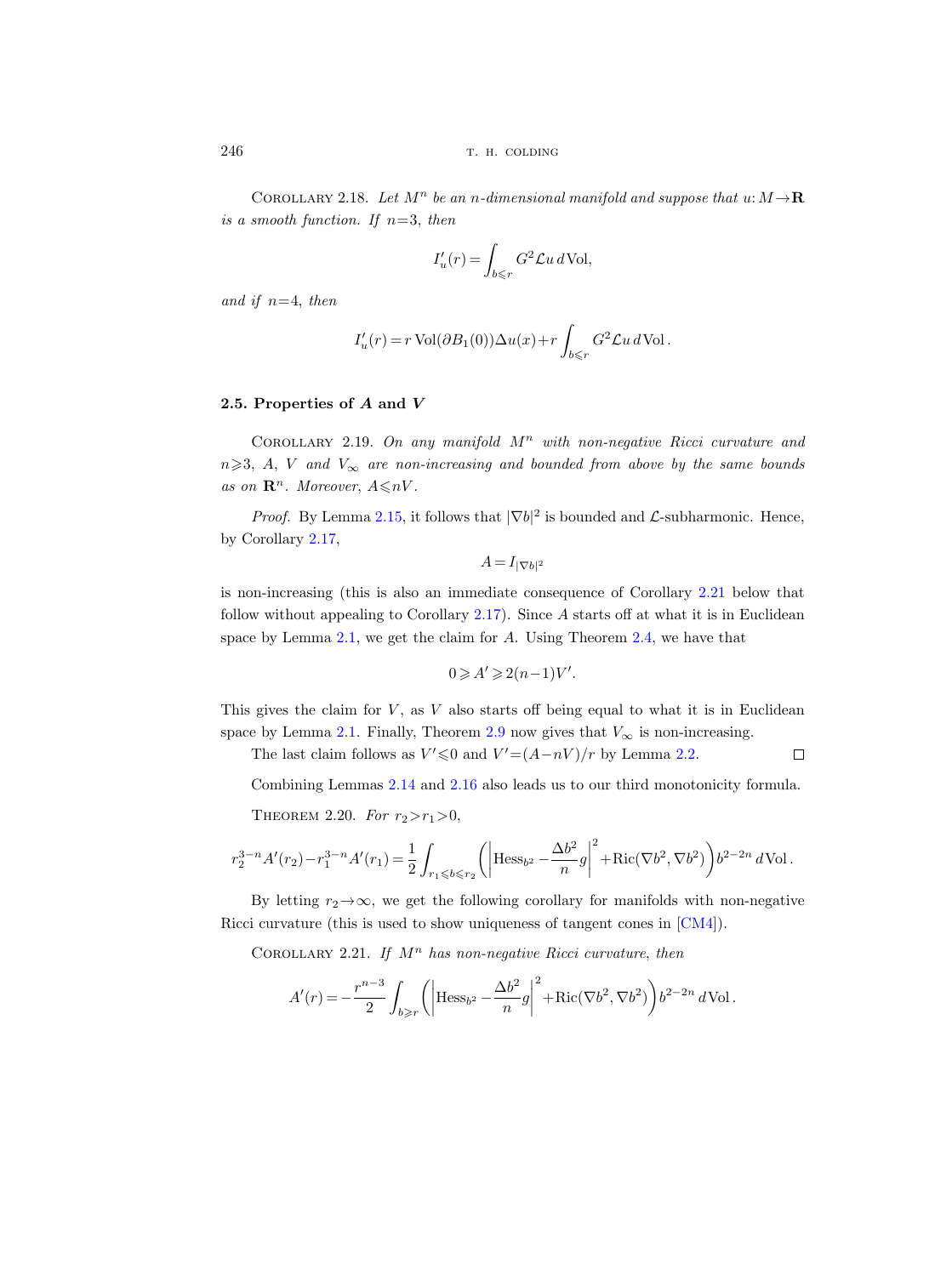Corollary 2.18. *Let $M^n$ be an $n$-dimensional manifold and suppose that $u: M \to \mathbf{R}$ is a smooth function. If $n=3$, then*

$$I_u'(r) = \int_{b \leqslant r} G^2 \mathcal{L} u \, d\mathrm{Vol},$$

*and if $n=4$, then*

$$I_u'(r) = r \,\mathrm{Vol}(\partial B_1(0)) \Delta u(x) + r \int_{b \leqslant r} G^2 \mathcal{L} u \, d\mathrm{Vol}.$$

### 2.5. Properties of $A$ and $V$

Corollary 2.19. *On any manifold $M^n$ with non-negative Ricci curvature and $n \geqslant 3$, $A$, $V$ and $V_\infty$ are non-increasing and bounded from above by the same bounds as on $\mathbf{R}^n$. Moreover, $A \leqslant nV$.*

*Proof.* By Lemma 2.15, it follows that $|\nabla b|^2$ is bounded and $\mathcal{L}$-subharmonic. Hence, by Corollary 2.17,

$$A = I_{|\nabla b|^2}$$

is non-increasing (this is also an immediate consequence of Corollary 2.21 below that follow without appealing to Corollary 2.17). Since $A$ starts off at what it is in Euclidean space by Lemma 2.1, we get the claim for $A$. Using Theorem 2.4, we have that

$$0 \geqslant A' \geqslant 2(n-1) V'.$$

This gives the claim for $V$, as $V$ also starts off being equal to what it is in Euclidean space by Lemma 2.1. Finally, Theorem 2.9 now gives that $V_\infty$ is non-increasing.

The last claim follows as $V' \leqslant 0$ and $V' = (A - nV)/r$ by Lemma 2.2. $\square$

Combining Lemmas 2.14 and 2.16 also leads us to our third monotonicity formula.

Theorem 2.20. *For $r_2 > r_1 > 0$,*

$$r_2^{3-n} A'(r_2) - r_1^{3-n} A'(r_1) = \frac{1}{2} \int_{r_1 \leqslant b \leqslant r_2} \left( \left| \mathrm{Hess}_{b^2} - \frac{\Delta b^2}{n} g \right|^2 + \mathrm{Ric}(\nabla b^2, \nabla b^2) \right) b^{2-2n} \, d\mathrm{Vol}.$$

By letting $r_2 \to \infty$, we get the following corollary for manifolds with non-negative Ricci curvature (this is used to show uniqueness of tangent cones in [CM4]).

Corollary 2.21. *If $M^n$ has non-negative Ricci curvature, then*

$$A'(r) = -\frac{r^{n-3}}{2} \int_{b \geqslant r} \left( \left| \mathrm{Hess}_{b^2} - \frac{\Delta b^2}{n} g \right|^2 + \mathrm{Ric}(\nabla b^2, \nabla b^2) \right) b^{2-2n} \, d\mathrm{Vol}.$$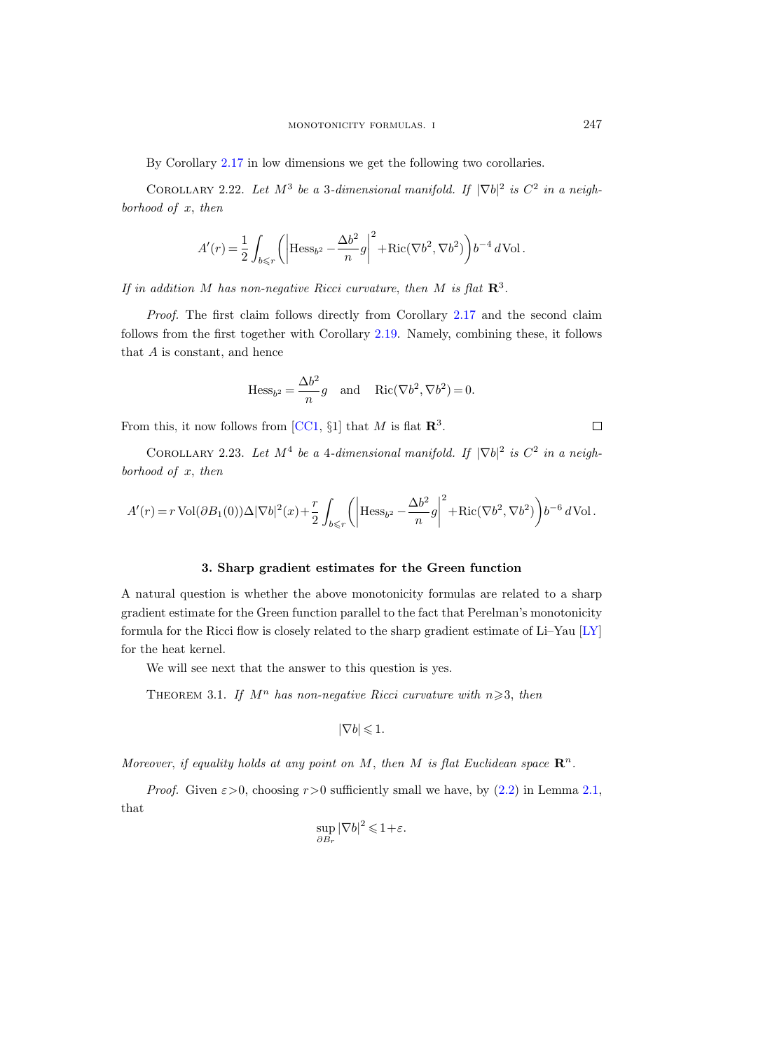By Corollary 2.17 in low dimensions we get the following two corollaries.

Corollary 2.22. *Let $M^3$ be a 3-dimensional manifold. If $|\nabla b|^2$ is $C^2$ in a neighborhood of $x$, then*

$$A'(r) = \frac{1}{2}\int_{b\leqslant r}\left(\left|\mathrm{Hess}_{b^2}-\frac{\Delta b^2}{n}g\right|^2+\mathrm{Ric}(\nabla b^2,\nabla b^2)\right)b^{-4}\,d\mathrm{Vol}.$$

*If in addition $M$ has non-negative Ricci curvature, then $M$ is flat $\mathbf{R}^3$.*

*Proof.* The first claim follows directly from Corollary 2.17 and the second claim follows from the first together with Corollary 2.19. Namely, combining these, it follows that $A$ is constant, and hence

$$\mathrm{Hess}_{b^2}=\frac{\Delta b^2}{n}g \quad\text{and}\quad \mathrm{Ric}(\nabla b^2,\nabla b^2)=0.$$

From this, it now follows from [CC1, §1] that $M$ is flat $\mathbf{R}^3$. □

Corollary 2.23. *Let $M^4$ be a 4-dimensional manifold. If $|\nabla b|^2$ is $C^2$ in a neighborhood of $x$, then*

$$A'(r) = r\,\mathrm{Vol}(\partial B_1(0))\Delta|\nabla b|^2(x)+\frac{r}{2}\int_{b\leqslant r}\left(\left|\mathrm{Hess}_{b^2}-\frac{\Delta b^2}{n}g\right|^2+\mathrm{Ric}(\nabla b^2,\nabla b^2)\right)b^{-6}\,d\mathrm{Vol}.$$

## 3. Sharp gradient estimates for the Green function

A natural question is whether the above monotonicity formulas are related to a sharp gradient estimate for the Green function parallel to the fact that Perelman's monotonicity formula for the Ricci flow is closely related to the sharp gradient estimate of Li–Yau [LY] for the heat kernel.

We will see next that the answer to this question is yes.

Theorem 3.1. *If $M^n$ has non-negative Ricci curvature with $n\geqslant 3$, then*

$$|\nabla b|\leqslant 1.$$

*Moreover, if equality holds at any point on $M$, then $M$ is flat Euclidean space $\mathbf{R}^n$.*

*Proof.* Given $\varepsilon>0$, choosing $r>0$ sufficiently small we have, by (2.2) in Lemma 2.1, that

$$\sup_{\partial B_r}|\nabla b|^2\leqslant 1+\varepsilon.$$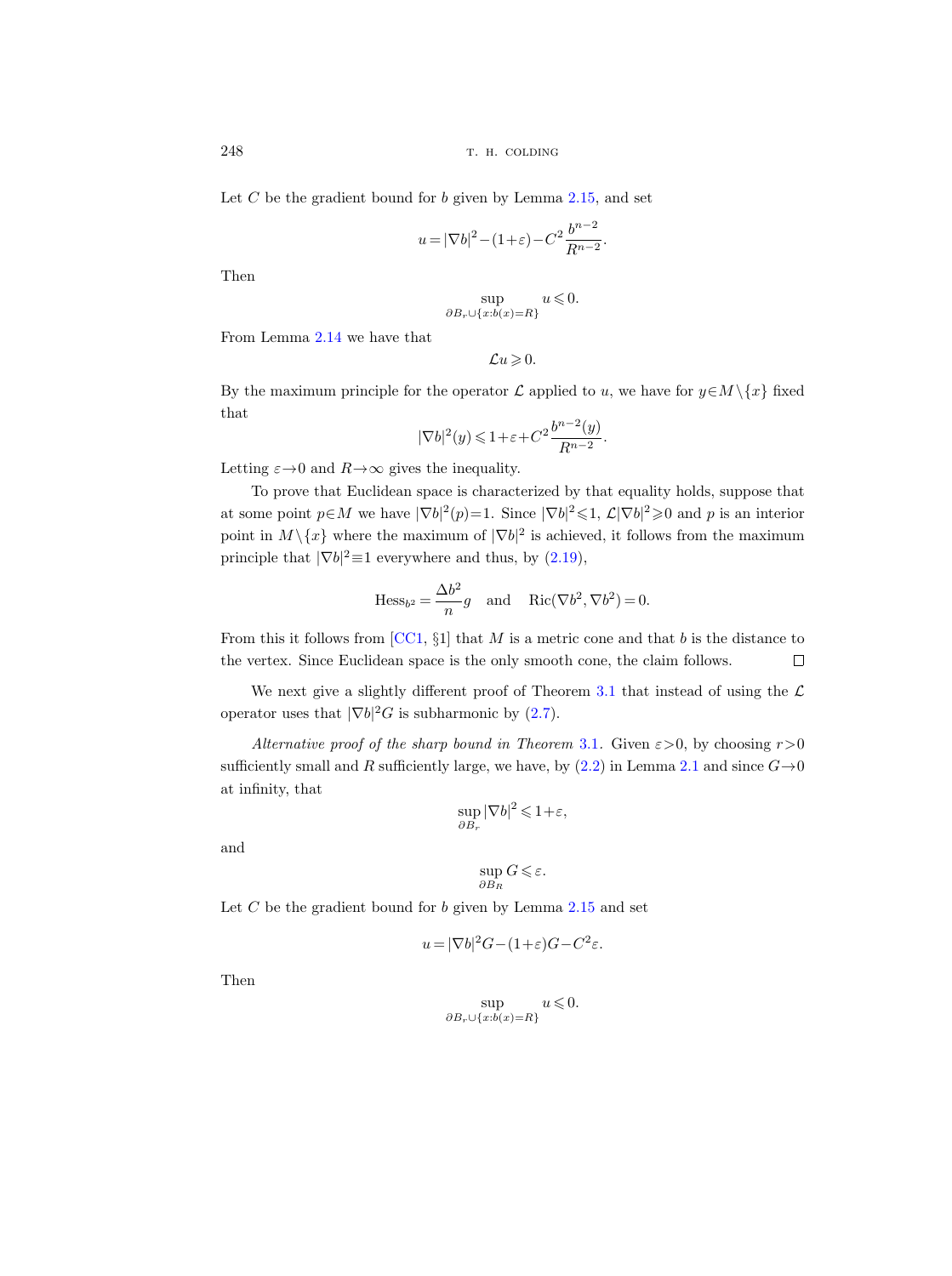Let $C$ be the gradient bound for $b$ given by Lemma 2.15, and set

$$u = |\nabla b|^2 - (1+\varepsilon) - C^2 \frac{b^{n-2}}{R^{n-2}}.$$

Then

$$\sup_{\partial B_r \cup \{x : b(x) = R\}} u \leqslant 0.$$

From Lemma 2.14 we have that

$$\mathcal{L} u \geqslant 0.$$

By the maximum principle for the operator $\mathcal{L}$ applied to $u$, we have for $y \in M \setminus \{x\}$ fixed that

$$|\nabla b|^2(y) \leqslant 1 + \varepsilon + C^2 \frac{b^{n-2}(y)}{R^{n-2}}.$$

Letting $\varepsilon \to 0$ and $R \to \infty$ gives the inequality.

To prove that Euclidean space is characterized by that equality holds, suppose that at some point $p \in M$ we have $|\nabla b|^2(p) = 1$. Since $|\nabla b|^2 \leqslant 1$, $\mathcal{L}|\nabla b|^2 \geqslant 0$ and $p$ is an interior point in $M \setminus \{x\}$ where the maximum of $|\nabla b|^2$ is achieved, it follows from the maximum principle that $|\nabla b|^2 \equiv 1$ everywhere and thus, by (2.19),

$$\mathrm{Hess}_{b^2} = \frac{\Delta b^2}{n} g \quad \text{and} \quad \mathrm{Ric}(\nabla b^2, \nabla b^2) = 0.$$

From this it follows from [CC1, §1] that $M$ is a metric cone and that $b$ is the distance to the vertex. Since Euclidean space is the only smooth cone, the claim follows. $\square$

We next give a slightly different proof of Theorem 3.1 that instead of using the $\mathcal{L}$ operator uses that $|\nabla b|^2 G$ is subharmonic by (2.7).

*Alternative proof of the sharp bound in Theorem* 3.1. Given $\varepsilon > 0$, by choosing $r > 0$ sufficiently small and $R$ sufficiently large, we have, by (2.2) in Lemma 2.1 and since $G \to 0$ at infinity, that

$$\sup_{\partial B_r} |\nabla b|^2 \leqslant 1 + \varepsilon,$$

and

$$\sup_{\partial B_R} G \leqslant \varepsilon.$$

Let $C$ be the gradient bound for $b$ given by Lemma 2.15 and set

$$u = |\nabla b|^2 G - (1+\varepsilon) G - C^2 \varepsilon.$$

Then

$$\sup_{\partial B_r \cup \{x : b(x) = R\}} u \leqslant 0.$$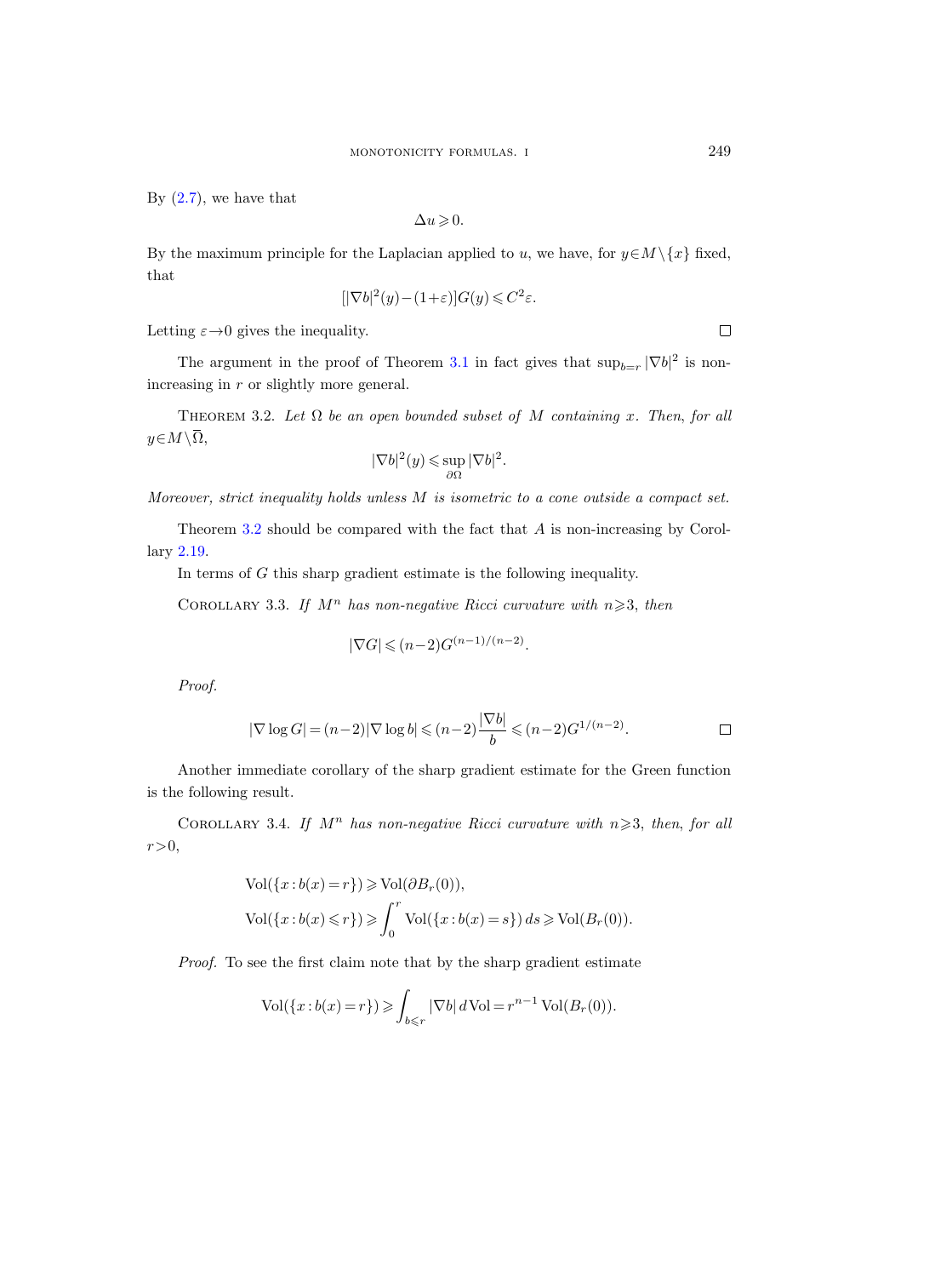By (2.7), we have that

$$\Delta u \geqslant 0.$$

By the maximum principle for the Laplacian applied to $u$, we have, for $y \in M \setminus \{x\}$ fixed, that

$$[|\nabla b|^2(y) - (1+\varepsilon)]G(y) \leqslant C^2 \varepsilon.$$

Letting $\varepsilon \to 0$ gives the inequality. □

The argument in the proof of Theorem 3.1 in fact gives that $\sup_{b=r} |\nabla b|^2$ is non-increasing in $r$ or slightly more general.

Theorem 3.2. *Let $\Omega$ be an open bounded subset of $M$ containing $x$. Then, for all $y \in M \setminus \bar{\Omega}$,*

$$|\nabla b|^2(y) \leqslant \sup_{\partial \Omega} |\nabla b|^2.$$

*Moreover, strict inequality holds unless $M$ is isometric to a cone outside a compact set.*

Theorem 3.2 should be compared with the fact that $A$ is non-increasing by Corollary 2.19.

In terms of $G$ this sharp gradient estimate is the following inequality.

Corollary 3.3. *If $M^n$ has non-negative Ricci curvature with $n \geqslant 3$, then*

$$|\nabla G| \leqslant (n-2) G^{(n-1)/(n-2)}.$$

*Proof.*

$$|\nabla \log G| = (n-2)|\nabla \log b| \leqslant (n-2)\frac{|\nabla b|}{b} \leqslant (n-2) G^{1/(n-2)}.$$ □

Another immediate corollary of the sharp gradient estimate for the Green function is the following result.

Corollary 3.4. *If $M^n$ has non-negative Ricci curvature with $n \geqslant 3$, then, for all $r > 0$,*

$$\begin{aligned}
&\operatorname{Vol}(\{x : b(x) = r\}) \geqslant \operatorname{Vol}(\partial B_r(0)), \\
&\operatorname{Vol}(\{x : b(x) \leqslant r\}) \geqslant \int_0^r \operatorname{Vol}(\{x : b(x) = s\})\, ds \geqslant \operatorname{Vol}(B_r(0)).
\end{aligned}$$

*Proof.* To see the first claim note that by the sharp gradient estimate

$$\operatorname{Vol}(\{x : b(x) = r\}) \geqslant \int_{b \leqslant r} |\nabla b| \, d\operatorname{Vol} = r^{n-1} \operatorname{Vol}(B_r(0)).$$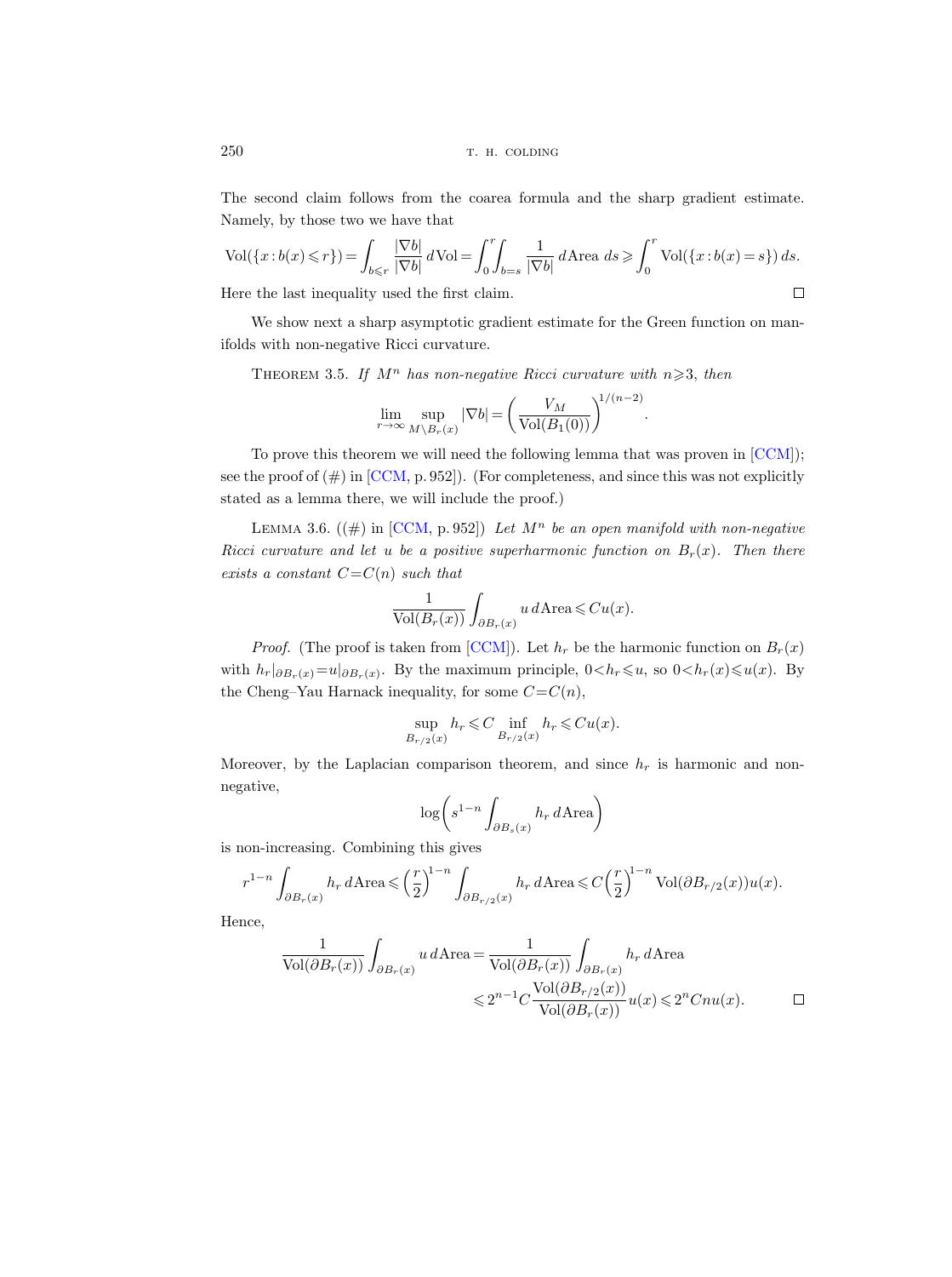The second claim follows from the coarea formula and the sharp gradient estimate. Namely, by those two we have that

$$\mathrm{Vol}(\{x : b(x) \leqslant r\}) = \int_{b \leqslant r} \frac{|\nabla b|}{|\nabla b|} \, d\mathrm{Vol} = \int_0^r \int_{b=s} \frac{1}{|\nabla b|} \, d\mathrm{Area} \, ds \geqslant \int_0^r \mathrm{Vol}(\{x : b(x) = s\}) \, ds.$$

Here the last inequality used the first claim. □

We show next a sharp asymptotic gradient estimate for the Green function on manifolds with non-negative Ricci curvature.

**Theorem 3.5.** *If $M^n$ has non-negative Ricci curvature with $n \geqslant 3$, then*

$$\lim_{r \to \infty} \sup_{M \setminus B_r(x)} |\nabla b| = \left( \frac{V_M}{\mathrm{Vol}(B_1(0))} \right)^{1/(n-2)}.$$

To prove this theorem we will need the following lemma that was proven in [CCM]; see the proof of (#) in [CCM, p. 952]). (For completeness, and since this was not explicitly stated as a lemma there, we will include the proof.)

**Lemma 3.6.** ((#) in [CCM, p. 952]) *Let $M^n$ be an open manifold with non-negative Ricci curvature and let $u$ be a positive superharmonic function on $B_r(x)$. Then there exists a constant $C = C(n)$ such that*

$$\frac{1}{\mathrm{Vol}(B_r(x))} \int_{\partial B_r(x)} u \, d\mathrm{Area} \leqslant C u(x).$$

*Proof.* (The proof is taken from [CCM]). Let $h_r$ be the harmonic function on $B_r(x)$ with $h_r|_{\partial B_r(x)} = u|_{\partial B_r(x)}$. By the maximum principle, $0 < h_r \leqslant u$, so $0 < h_r(x) \leqslant u(x)$. By the Cheng–Yau Harnack inequality, for some $C = C(n)$,

$$\sup_{B_{r/2}(x)} h_r \leqslant C \inf_{B_{r/2}(x)} h_r \leqslant C u(x).$$

Moreover, by the Laplacian comparison theorem, and since $h_r$ is harmonic and non-negative,

$$\log \left( s^{1-n} \int_{\partial B_s(x)} h_r \, d\mathrm{Area} \right)$$

is non-increasing. Combining this gives

$$r^{1-n} \int_{\partial B_r(x)} h_r \, d\mathrm{Area} \leqslant \left( \frac{r}{2} \right)^{1-n} \int_{\partial B_{r/2}(x)} h_r \, d\mathrm{Area} \leqslant C \left( \frac{r}{2} \right)^{1-n} \mathrm{Vol}(\partial B_{r/2}(x)) u(x).$$

Hence,

$$\begin{aligned} \frac{1}{\mathrm{Vol}(\partial B_r(x))} \int_{\partial B_r(x)} u \, d\mathrm{Area} &= \frac{1}{\mathrm{Vol}(\partial B_r(x))} \int_{\partial B_r(x)} h_r \, d\mathrm{Area} \\ &\leqslant 2^{n-1} C \frac{\mathrm{Vol}(\partial B_{r/2}(x))}{\mathrm{Vol}(\partial B_r(x))} u(x) \leqslant 2^n C n u(x). \end{aligned}$$

□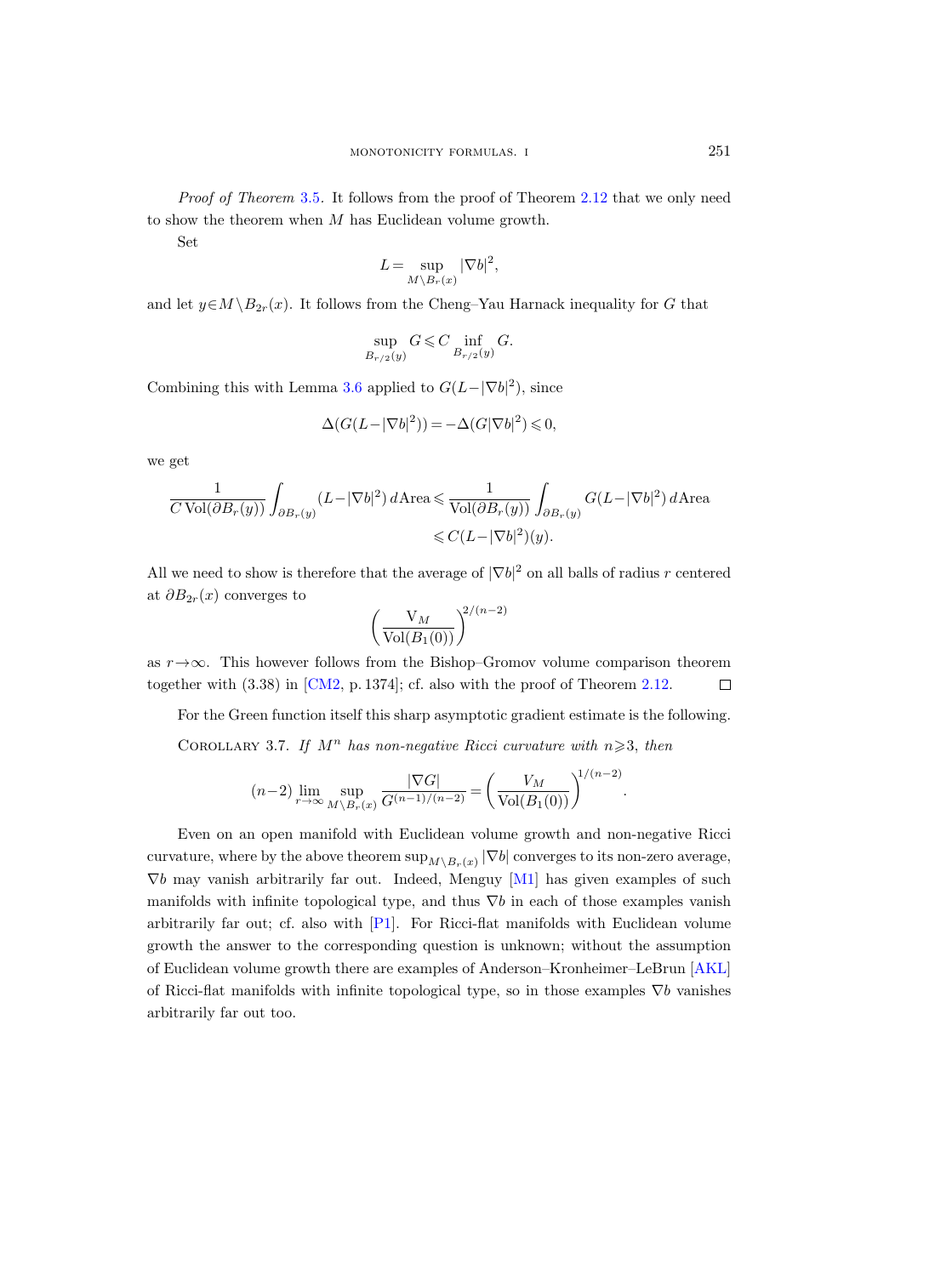*Proof of Theorem* 3.5. It follows from the proof of Theorem 2.12 that we only need to show the theorem when $M$ has Euclidean volume growth.

Set

$$L = \sup_{M \setminus B_r(x)} |\nabla b|^2,$$

and let $y \in M \setminus B_{2r}(x)$. It follows from the Cheng–Yau Harnack inequality for $G$ that

$$\sup_{B_{r/2}(y)} G \leqslant C \inf_{B_{r/2}(y)} G.$$

Combining this with Lemma 3.6 applied to $G(L-|\nabla b|^2)$, since

$$\Delta(G(L-|\nabla b|^2)) = -\Delta(G|\nabla b|^2) \leqslant 0,$$

we get

$$\begin{aligned}\frac{1}{C\,\mathrm{Vol}(\partial B_r(y))} \int_{\partial B_r(y)} (L-|\nabla b|^2)\, d\mathrm{Area} &\leqslant \frac{1}{\mathrm{Vol}(\partial B_r(y))} \int_{\partial B_r(y)} G(L-|\nabla b|^2)\, d\mathrm{Area} \\ &\leqslant C(L-|\nabla b|^2)(y).\end{aligned}$$

All we need to show is therefore that the average of $|\nabla b|^2$ on all balls of radius $r$ centered at $\partial B_{2r}(x)$ converges to

$$\left( \frac{\mathrm{V}_M}{\mathrm{Vol}(B_1(0))} \right)^{2/(n-2)}$$

as $r \to \infty$. This however follows from the Bishop–Gromov volume comparison theorem together with (3.38) in [CM2, p. 1374]; cf. also with the proof of Theorem 2.12. □

For the Green function itself this sharp asymptotic gradient estimate is the following.

Corollary 3.7. *If $M^n$ has non-negative Ricci curvature with $n \geqslant 3$, then*

$$(n-2) \lim_{r \to \infty} \sup_{M \setminus B_r(x)} \frac{|\nabla G|}{G^{(n-1)/(n-2)}} = \left( \frac{V_M}{\mathrm{Vol}(B_1(0))} \right)^{1/(n-2)}.$$

Even on an open manifold with Euclidean volume growth and non-negative Ricci curvature, where by the above theorem $\sup_{M \setminus B_r(x)} |\nabla b|$ converges to its non-zero average, $\nabla b$ may vanish arbitrarily far out. Indeed, Menguy [M1] has given examples of such manifolds with infinite topological type, and thus $\nabla b$ in each of those examples vanish arbitrarily far out; cf. also with [P1]. For Ricci-flat manifolds with Euclidean volume growth the answer to the corresponding question is unknown; without the assumption of Euclidean volume growth there are examples of Anderson–Kronheimer–LeBrun [AKL] of Ricci-flat manifolds with infinite topological type, so in those examples $\nabla b$ vanishes arbitrarily far out too.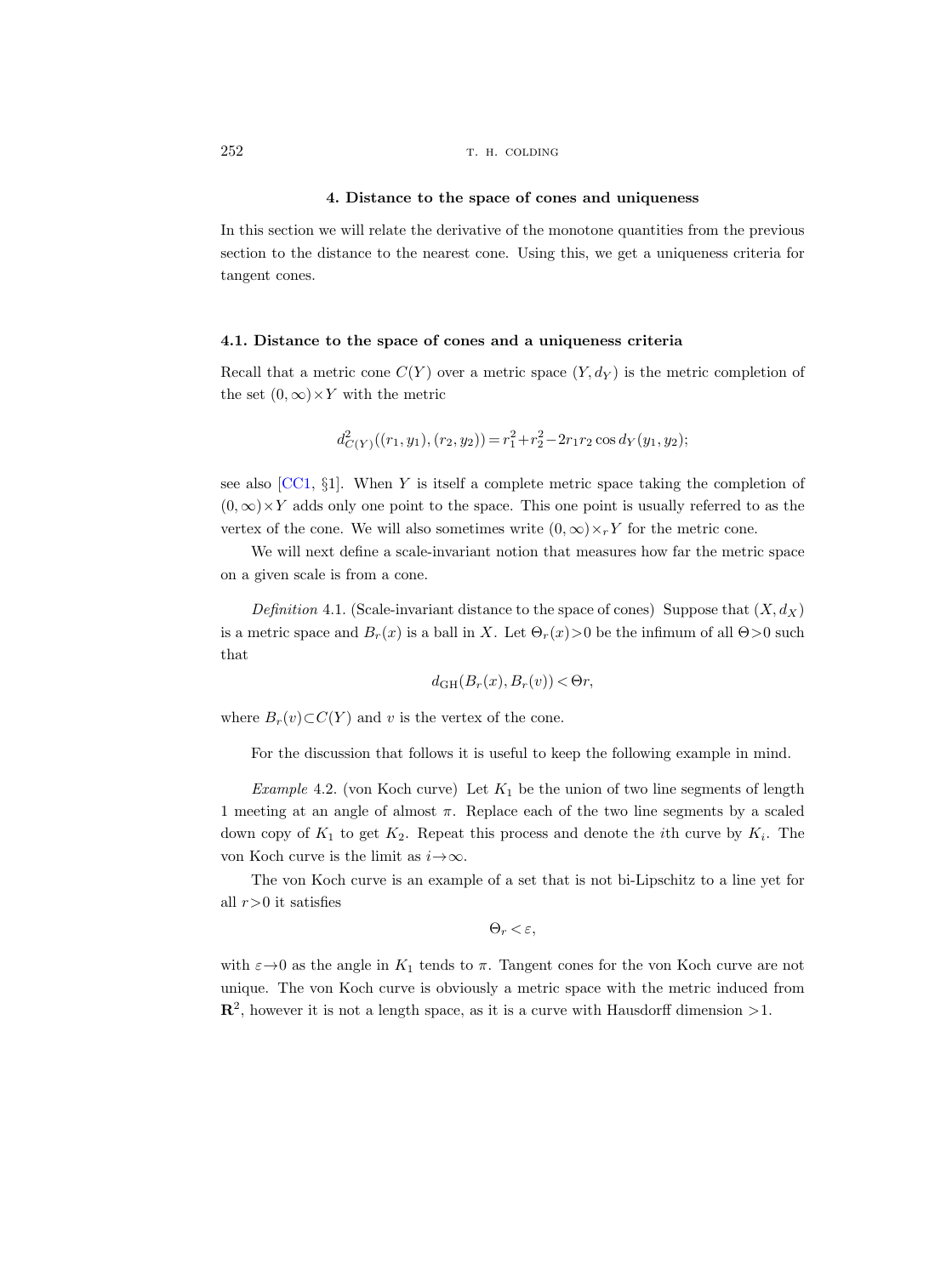## 4. Distance to the space of cones and uniqueness

In this section we will relate the derivative of the monotone quantities from the previous section to the distance to the nearest cone. Using this, we get a uniqueness criteria for tangent cones.

### 4.1. Distance to the space of cones and a uniqueness criteria

Recall that a metric cone $C(Y)$ over a metric space $(Y, d_Y)$ is the metric completion of the set $(0,\infty)\times Y$ with the metric

$$d^2_{C(Y)}((r_1,y_1),(r_2,y_2)) = r_1^2 + r_2^2 - 2r_1 r_2 \cos d_Y(y_1,y_2);$$

see also [CC1, §1]. When $Y$ is itself a complete metric space taking the completion of $(0,\infty)\times Y$ adds only one point to the space. This one point is usually referred to as the vertex of the cone. We will also sometimes write $(0,\infty)\times_r Y$ for the metric cone.

We will next define a scale-invariant notion that measures how far the metric space on a given scale is from a cone.

*Definition* 4.1. (Scale-invariant distance to the space of cones) Suppose that $(X, d_X)$ is a metric space and $B_r(x)$ is a ball in $X$. Let $\Theta_r(x) > 0$ be the infimum of all $\Theta > 0$ such that

$$d_{\mathrm{GH}}(B_r(x), B_r(v)) < \Theta r,$$

where $B_r(v) \subset C(Y)$ and $v$ is the vertex of the cone.

For the discussion that follows it is useful to keep the following example in mind.

*Example* 4.2. (von Koch curve) Let $K_1$ be the union of two line segments of length 1 meeting at an angle of almost $\pi$. Replace each of the two line segments by a scaled down copy of $K_1$ to get $K_2$. Repeat this process and denote the $i$th curve by $K_i$. The von Koch curve is the limit as $i\to\infty$.

The von Koch curve is an example of a set that is not bi-Lipschitz to a line yet for all $r > 0$ it satisfies

$$\Theta_r < \varepsilon,$$

with $\varepsilon \to 0$ as the angle in $K_1$ tends to $\pi$. Tangent cones for the von Koch curve are not unique. The von Koch curve is obviously a metric space with the metric induced from $\mathbf{R}^2$, however it is not a length space, as it is a curve with Hausdorff dimension $>1$.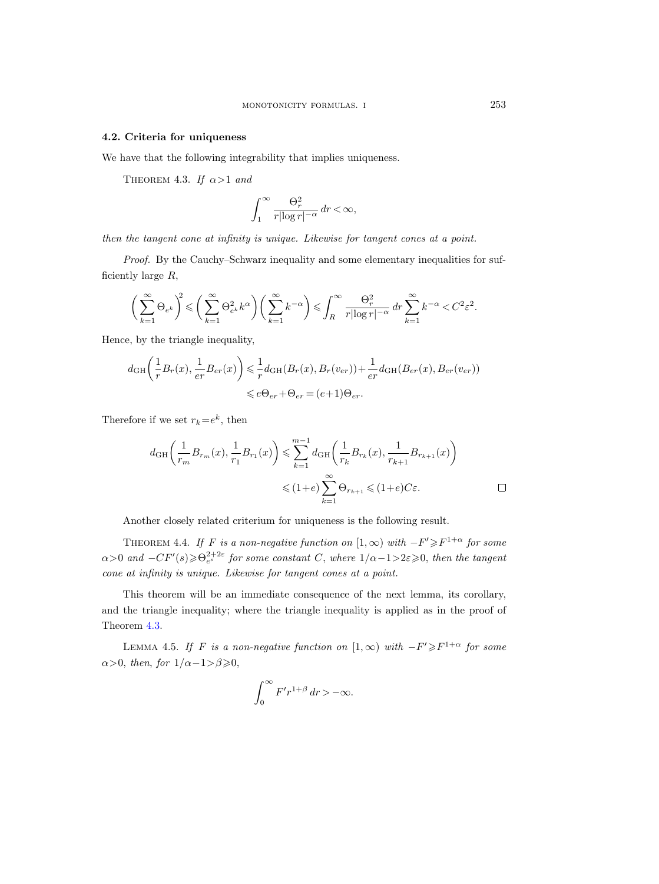### 4.2. Criteria for uniqueness

We have that the following integrability that implies uniqueness.

THEOREM 4.3. *If $\alpha>1$ and*

$$\int_1^\infty \frac{\Theta_r^2}{r|\log r|^{-\alpha}}\,dr<\infty,$$

*then the tangent cone at infinity is unique. Likewise for tangent cones at a point.*

*Proof.* By the Cauchy–Schwarz inequality and some elementary inequalities for sufficiently large $R$,

$$\biggl(\sum_{k=1}^\infty \Theta_{e^k}\biggr)^2 \leqslant \biggl(\sum_{k=1}^\infty \Theta_{e^k}^2 k^\alpha\biggr)\biggl(\sum_{k=1}^\infty k^{-\alpha}\biggr) \leqslant \int_R^\infty \frac{\Theta_r^2}{r|\log r|^{-\alpha}}\,dr \sum_{k=1}^\infty k^{-\alpha} < C^2\varepsilon^2.$$

Hence, by the triangle inequality,

$$\begin{aligned}
d_{\mathrm{GH}}\biggl(\frac{1}{r}B_r(x),\frac{1}{er}B_{er}(x)\biggr) &\leqslant \frac{1}{r}d_{\mathrm{GH}}(B_r(x),B_r(v_{er}))+\frac{1}{er}d_{\mathrm{GH}}(B_{er}(x),B_{er}(v_{er}))\\
&\leqslant e\Theta_{er}+\Theta_{er}=(e+1)\Theta_{er}.
\end{aligned}$$

Therefore if we set $r_k=e^k$, then

$$\begin{aligned}
d_{\mathrm{GH}}\biggl(\frac{1}{r_m}B_{r_m}(x),\frac{1}{r_1}B_{r_1}(x)\biggr) &\leqslant \sum_{k=1}^{m-1} d_{\mathrm{GH}}\biggl(\frac{1}{r_k}B_{r_k}(x),\frac{1}{r_{k+1}}B_{r_{k+1}}(x)\biggr)\\
&\leqslant (1+e)\sum_{k=1}^\infty \Theta_{r_{k+1}} \leqslant (1+e)C\varepsilon. \qquad \square
\end{aligned}$$

Another closely related criterium for uniqueness is the following result.

THEOREM 4.4. *If $F$ is a non-negative function on $[1,\infty)$ with $-F'\geqslant F^{1+\alpha}$ for some $\alpha>0$ and $-CF'(s)\geqslant\Theta_{e^s}^{2+2\varepsilon}$ for some constant $C$, where $1/\alpha-1>2\varepsilon\geqslant0$, then the tangent cone at infinity is unique. Likewise for tangent cones at a point.*

This theorem will be an immediate consequence of the next lemma, its corollary, and the triangle inequality; where the triangle inequality is applied as in the proof of Theorem 4.3.

LEMMA 4.5. *If $F$ is a non-negative function on $[1,\infty)$ with $-F'\geqslant F^{1+\alpha}$ for some $\alpha>0$, then, for $1/\alpha-1>\beta\geqslant0$,*

$$\int_0^\infty F' r^{1+\beta}\,dr>-\infty.$$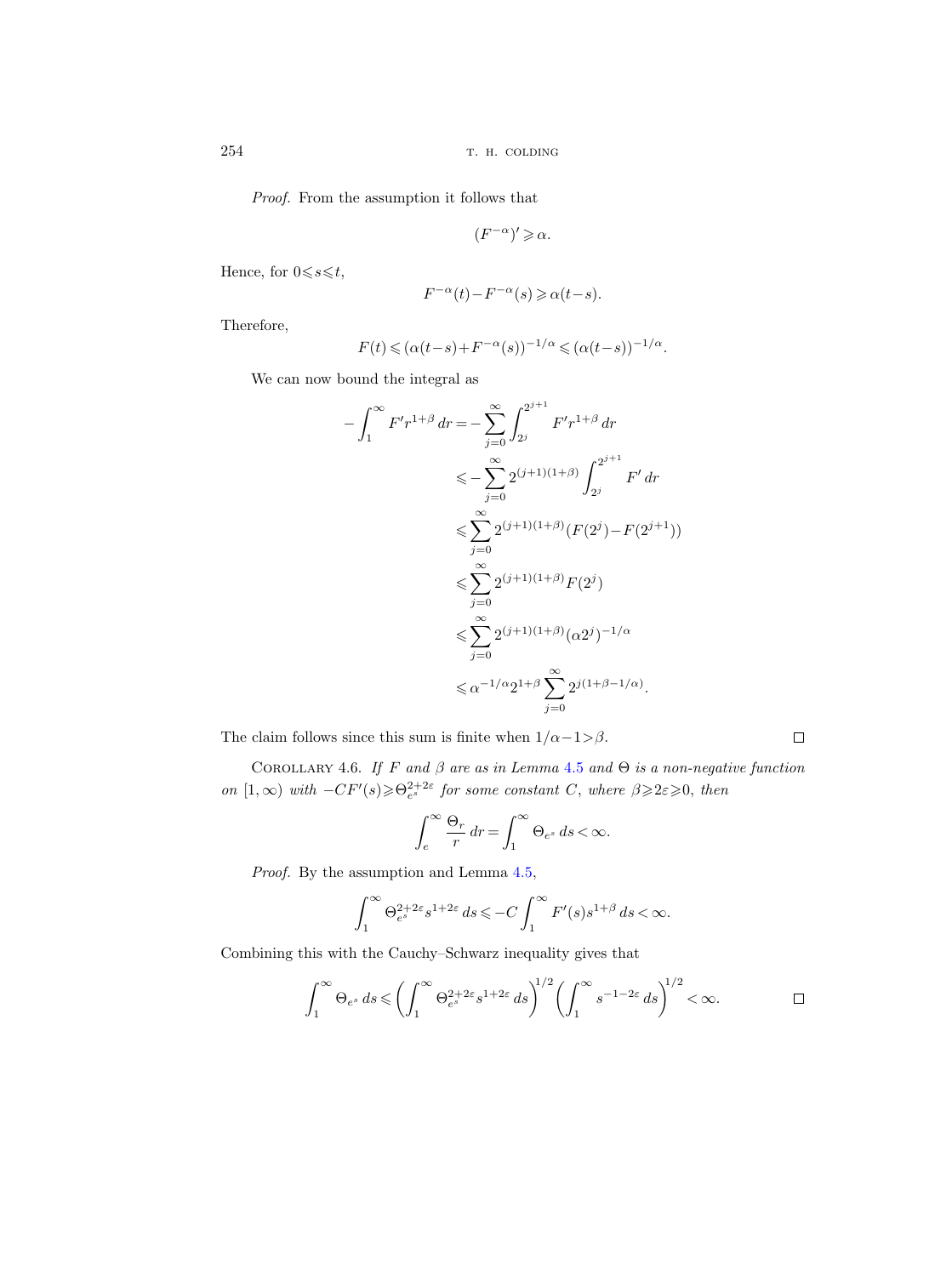*Proof.* From the assumption it follows that

$$(F^{-\alpha})' \geqslant \alpha.$$

Hence, for $0\leqslant s\leqslant t$,

$$F^{-\alpha}(t)-F^{-\alpha}(s) \geqslant \alpha(t-s).$$

Therefore,

$$F(t) \leqslant (\alpha(t-s)+F^{-\alpha}(s))^{-1/\alpha} \leqslant (\alpha(t-s))^{-1/\alpha}.$$

We can now bound the integral as

$$\begin{aligned}
-\int_1^\infty F' r^{1+\beta}\,dr &= -\sum_{j=0}^\infty \int_{2^j}^{2^{j+1}} F' r^{1+\beta}\,dr \\
&\leqslant -\sum_{j=0}^\infty 2^{(j+1)(1+\beta)} \int_{2^j}^{2^{j+1}} F'\,dr \\
&\leqslant \sum_{j=0}^\infty 2^{(j+1)(1+\beta)} (F(2^j)-F(2^{j+1})) \\
&\leqslant \sum_{j=0}^\infty 2^{(j+1)(1+\beta)} F(2^j) \\
&\leqslant \sum_{j=0}^\infty 2^{(j+1)(1+\beta)} (\alpha 2^j)^{-1/\alpha} \\
&\leqslant \alpha^{-1/\alpha} 2^{1+\beta} \sum_{j=0}^\infty 2^{j(1+\beta-1/\alpha)}.
\end{aligned}$$

The claim follows since this sum is finite when $1/\alpha-1>\beta$. □

Corollary 4.6. *If $F$ and $\beta$ are as in Lemma 4.5 and $\Theta$ is a non-negative function on $[1,\infty)$ with $-CF'(s)\geqslant \Theta_{e^s}^{2+2\varepsilon}$ for some constant $C$, where $\beta\geqslant 2\varepsilon\geqslant 0$, then*

$$\int_e^\infty \frac{\Theta_r}{r}\,dr = \int_1^\infty \Theta_{e^s}\,ds < \infty.$$

*Proof.* By the assumption and Lemma 4.5,

$$\int_1^\infty \Theta_{e^s}^{2+2\varepsilon} s^{1+2\varepsilon}\,ds \leqslant -C\int_1^\infty F'(s) s^{1+\beta}\,ds < \infty.$$

Combining this with the Cauchy–Schwarz inequality gives that

$$\int_1^\infty \Theta_{e^s}\,ds \leqslant \left(\int_1^\infty \Theta_{e^s}^{2+2\varepsilon} s^{1+2\varepsilon}\,ds\right)^{1/2} \left(\int_1^\infty s^{-1-2\varepsilon}\,ds\right)^{1/2} < \infty.$$

□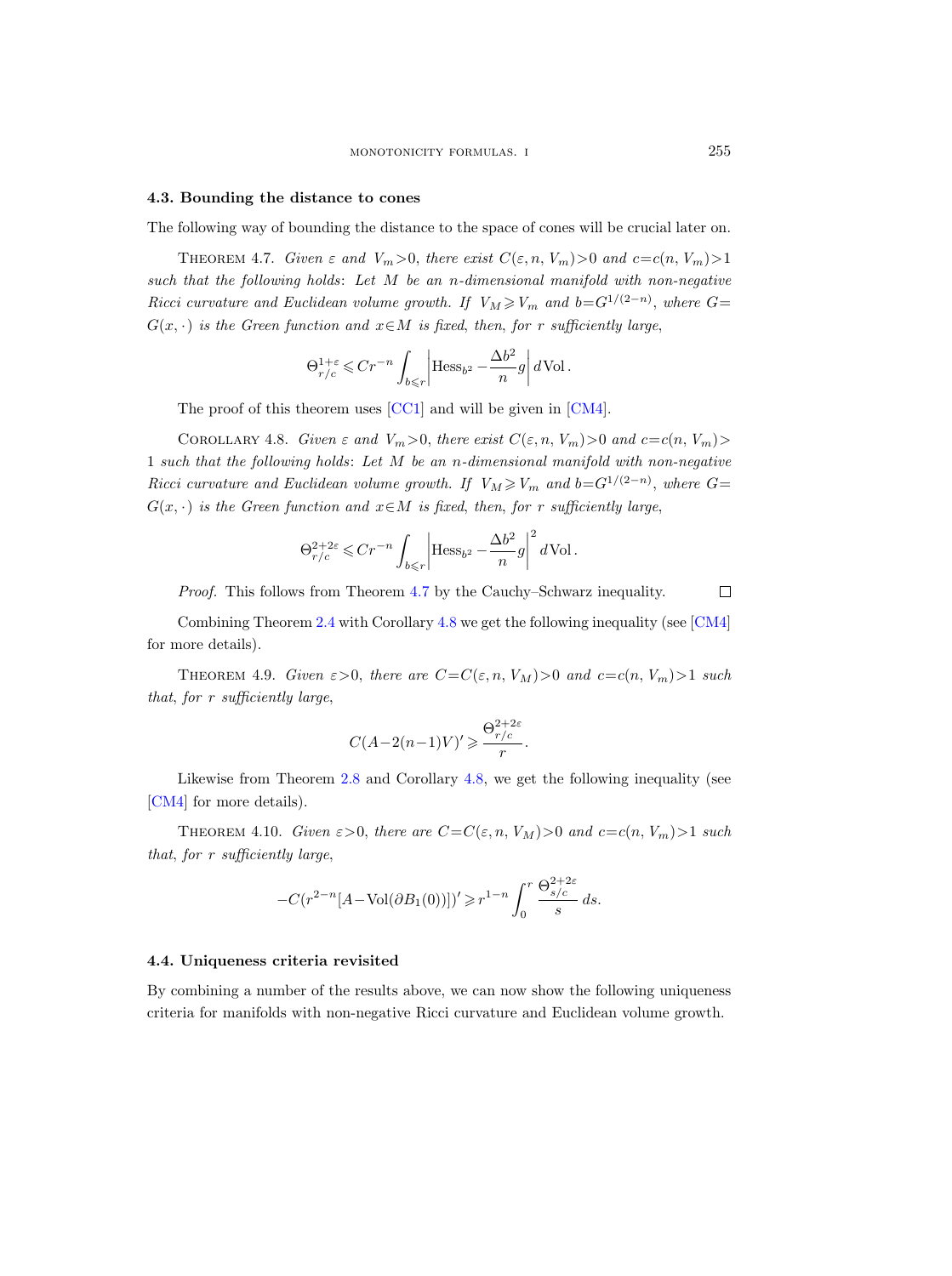### 4.3. Bounding the distance to cones

The following way of bounding the distance to the space of cones will be crucial later on.

Theorem 4.7. *Given $\varepsilon$ and $V_m>0$, there exist $C(\varepsilon,n,V_m)>0$ and $c=c(n,V_m)>1$ such that the following holds: Let $M$ be an $n$-dimensional manifold with non-negative Ricci curvature and Euclidean volume growth. If $V_M\geqslant V_m$ and $b=G^{1/(2-n)}$, where $G=G(x,\cdot)$ is the Green function and $x\in M$ is fixed, then, for $r$ sufficiently large,*

$$\Theta_{r/c}^{1+\varepsilon}\leqslant Cr^{-n}\int_{b\leqslant r}\left|\mathrm{Hess}_{b^2}-\frac{\Delta b^2}{n}g\right|d\,\mathrm{Vol}.$$

The proof of this theorem uses [CC1] and will be given in [CM4].

Corollary 4.8. *Given $\varepsilon$ and $V_m>0$, there exist $C(\varepsilon,n,V_m)>0$ and $c=c(n,V_m)>1$ such that the following holds: Let $M$ be an $n$-dimensional manifold with non-negative Ricci curvature and Euclidean volume growth. If $V_M\geqslant V_m$ and $b=G^{1/(2-n)}$, where $G=G(x,\cdot)$ is the Green function and $x\in M$ is fixed, then, for $r$ sufficiently large,*

$$\Theta_{r/c}^{2+2\varepsilon}\leqslant Cr^{-n}\int_{b\leqslant r}\left|\mathrm{Hess}_{b^2}-\frac{\Delta b^2}{n}g\right|^2d\,\mathrm{Vol}.$$

*Proof.* This follows from Theorem 4.7 by the Cauchy–Schwarz inequality. □

Combining Theorem 2.4 with Corollary 4.8 we get the following inequality (see [CM4] for more details).

Theorem 4.9. *Given $\varepsilon>0$, there are $C=C(\varepsilon,n,V_M)>0$ and $c=c(n,V_m)>1$ such that, for $r$ sufficiently large,*

$$C(A-2(n-1)V)'\geqslant\frac{\Theta_{r/c}^{2+2\varepsilon}}{r}.$$

Likewise from Theorem 2.8 and Corollary 4.8, we get the following inequality (see [CM4] for more details).

Theorem 4.10. *Given $\varepsilon>0$, there are $C=C(\varepsilon,n,V_M)>0$ and $c=c(n,V_m)>1$ such that, for $r$ sufficiently large,*

$$-C(r^{2-n}[A-\mathrm{Vol}(\partial B_1(0))])'\geqslant r^{1-n}\int_0^r\frac{\Theta_{s/c}^{2+2\varepsilon}}{s}\,ds.$$

### 4.4. Uniqueness criteria revisited

By combining a number of the results above, we can now show the following uniqueness criteria for manifolds with non-negative Ricci curvature and Euclidean volume growth.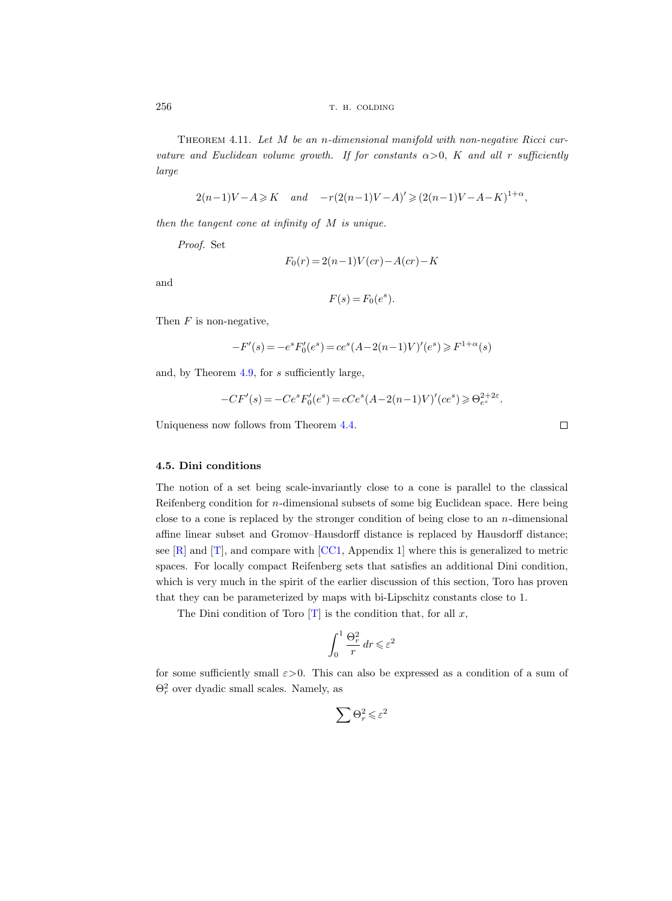THEOREM 4.11. *Let $M$ be an $n$-dimensional manifold with non-negative Ricci curvature and Euclidean volume growth. If for constants $\alpha>0$, $K$ and all $r$ sufficiently large*

$$2(n-1)V-A\geqslant K \quad \text{and} \quad -r(2(n-1)V-A)'\geqslant (2(n-1)V-A-K)^{1+\alpha},$$

*then the tangent cone at infinity of $M$ is unique.*

*Proof.* Set

$$F_0(r)=2(n-1)V(cr)-A(cr)-K$$

and

$$F(s)=F_0(e^s).$$

Then $F$ is non-negative,

$$-F'(s)=-e^sF_0'(e^s)=ce^s(A-2(n-1)V)'(e^s)\geqslant F^{1+\alpha}(s)$$

and, by Theorem 4.9, for $s$ sufficiently large,

$$-CF'(s)=-Ce^sF_0'(e^s)=cCe^s(A-2(n-1)V)'(ce^s)\geqslant \Theta_{e^s}^{2+2\varepsilon}.$$

Uniqueness now follows from Theorem 4.4. □

#### 4.5. Dini conditions

The notion of a set being scale-invariantly close to a cone is parallel to the classical Reifenberg condition for $n$-dimensional subsets of some big Euclidean space. Here being close to a cone is replaced by the stronger condition of being close to an $n$-dimensional affine linear subset and Gromov–Hausdorff distance is replaced by Hausdorff distance; see [R] and [T], and compare with [CC1, Appendix 1] where this is generalized to metric spaces. For locally compact Reifenberg sets that satisfies an additional Dini condition, which is very much in the spirit of the earlier discussion of this section, Toro has proven that they can be parameterized by maps with bi-Lipschitz constants close to 1.

The Dini condition of Toro [T] is the condition that, for all $x$,

$$\int_0^1 \frac{\Theta_r^2}{r}\,dr\leqslant \varepsilon^2$$

for some sufficiently small $\varepsilon>0$. This can also be expressed as a condition of a sum of $\Theta_r^2$ over dyadic small scales. Namely, as

$$\sum \Theta_r^2\leqslant \varepsilon^2$$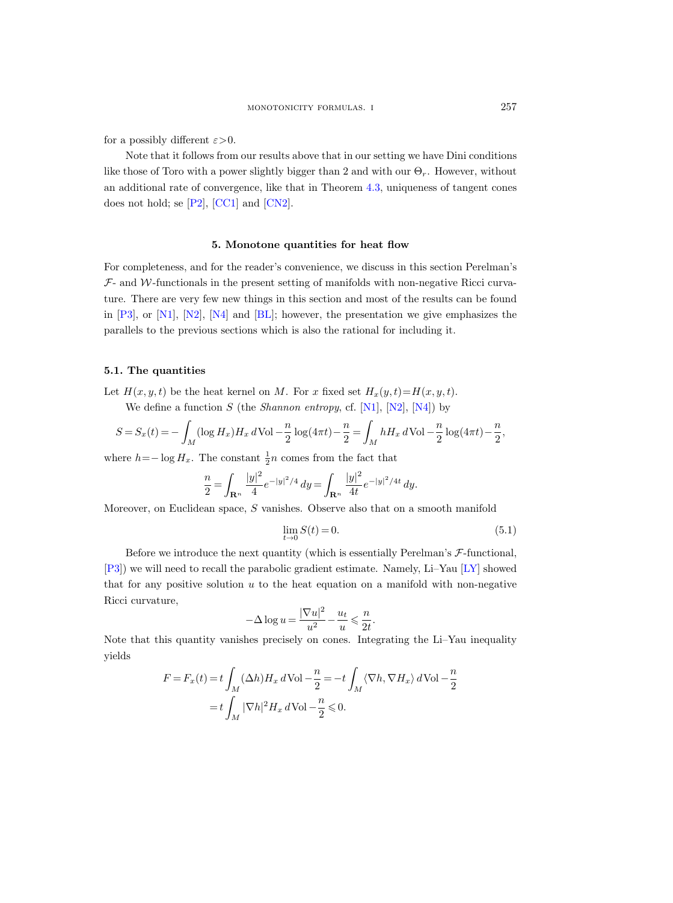for a possibly different $\varepsilon > 0$.

Note that it follows from our results above that in our setting we have Dini conditions like those of Toro with a power slightly bigger than 2 and with our $\Theta_r$. However, without an additional rate of convergence, like that in Theorem 4.3, uniqueness of tangent cones does not hold; se [P2], [CC1] and [CN2].

## 5. Monotone quantities for heat flow

For completeness, and for the reader's convenience, we discuss in this section Perelman's $\mathcal{F}$- and $\mathcal{W}$-functionals in the present setting of manifolds with non-negative Ricci curvature. There are very few new things in this section and most of the results can be found in [P3], or [N1], [N2], [N4] and [BL]; however, the presentation we give emphasizes the parallels to the previous sections which is also the rational for including it.

### 5.1. The quantities

Let $H(x,y,t)$ be the heat kernel on $M$. For $x$ fixed set $H_x(y,t) = H(x,y,t)$.

We define a function $S$ (the *Shannon entropy*, cf. [N1], [N2], [N4]) by

$$S = S_x(t) = -\int_M (\log H_x) H_x \, d\mathrm{Vol} - \frac{n}{2}\log(4\pi t) - \frac{n}{2} = \int_M h H_x \, d\mathrm{Vol} - \frac{n}{2}\log(4\pi t) - \frac{n}{2},$$

where $h = -\log H_x$. The constant $\frac{1}{2}n$ comes from the fact that

$$\frac{n}{2} = \int_{\mathbf{R}^n} \frac{|y|^2}{4} e^{-|y|^2/4} \, dy = \int_{\mathbf{R}^n} \frac{|y|^2}{4t} e^{-|y|^2/4t} \, dy.$$

Moreover, on Euclidean space, $S$ vanishes. Observe also that on a smooth manifold

$$\lim_{t \to 0} S(t) = 0. \tag{5.1}$$

Before we introduce the next quantity (which is essentially Perelman's $\mathcal{F}$-functional, [P3]) we will need to recall the parabolic gradient estimate. Namely, Li–Yau [LY] showed that for any positive solution $u$ to the heat equation on a manifold with non-negative Ricci curvature,

$$-\Delta \log u = \frac{|\nabla u|^2}{u^2} - \frac{u_t}{u} \leqslant \frac{n}{2t}.$$

Note that this quantity vanishes precisely on cones. Integrating the Li–Yau inequality yields

$$\begin{aligned} F = F_x(t) &= t\int_M (\Delta h) H_x \, d\mathrm{Vol} - \frac{n}{2} = -t\int_M \langle \nabla h, \nabla H_x \rangle \, d\mathrm{Vol} - \frac{n}{2} \\ &= t\int_M |\nabla h|^2 H_x \, d\mathrm{Vol} - \frac{n}{2} \leqslant 0. \end{aligned}$$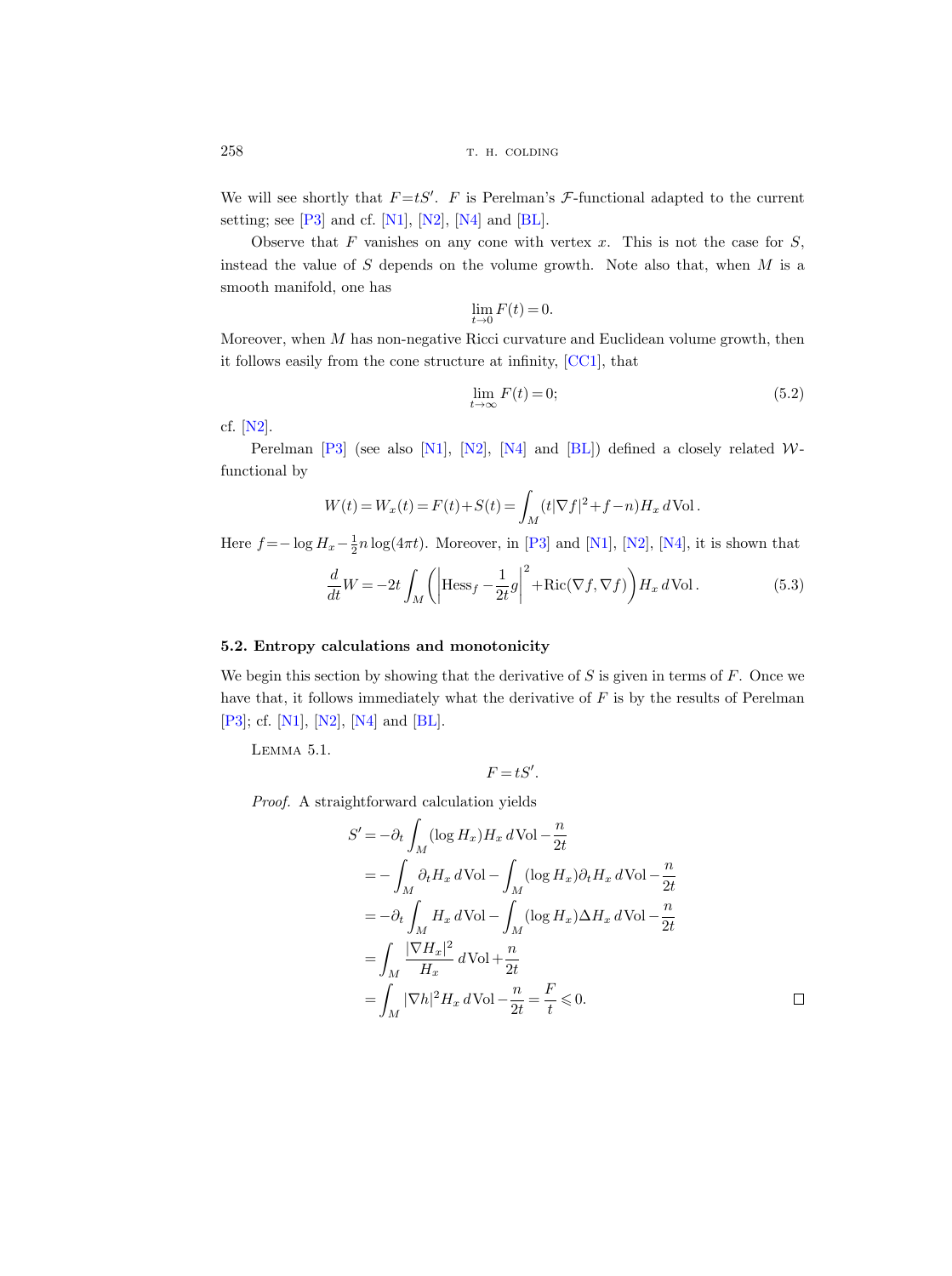We will see shortly that $F = tS'$. $F$ is Perelman's $\mathcal{F}$-functional adapted to the current setting; see [P3] and cf. [N1], [N2], [N4] and [BL].

Observe that $F$ vanishes on any cone with vertex $x$. This is not the case for $S$, instead the value of $S$ depends on the volume growth. Note also that, when $M$ is a smooth manifold, one has

$$\lim_{t\to 0} F(t) = 0.$$

Moreover, when $M$ has non-negative Ricci curvature and Euclidean volume growth, then it follows easily from the cone structure at infinity, [CC1], that

$$\lim_{t\to\infty} F(t) = 0; \tag{5.2}$$

cf. [N2].

Perelman [P3] (see also [N1], [N2], [N4] and [BL]) defined a closely related $\mathcal{W}$-functional by

$$W(t) = W_x(t) = F(t) + S(t) = \int_M (t|\nabla f|^2 + f - n) H_x \, d\mathrm{Vol}\,.$$

Here $f = -\log H_x - \frac{1}{2} n \log(4\pi t)$. Moreover, in [P3] and [N1], [N2], [N4], it is shown that

$$\frac{d}{dt} W = -2t \int_M \left( \left| \mathrm{Hess}_f - \frac{1}{2t} g \right|^2 + \mathrm{Ric}(\nabla f, \nabla f) \right) H_x \, d\mathrm{Vol}\,. \tag{5.3}$$

### 5.2. Entropy calculations and monotonicity

We begin this section by showing that the derivative of $S$ is given in terms of $F$. Once we have that, it follows immediately what the derivative of $F$ is by the results of Perelman [P3]; cf. [N1], [N2], [N4] and [BL].

Lemma 5.1.

$$F = tS'.$$

*Proof.* A straightforward calculation yields

$$\begin{aligned}
S' &= -\partial_t \int_M (\log H_x) H_x \, d\mathrm{Vol} - \frac{n}{2t} \\
&= -\int_M \partial_t H_x \, d\mathrm{Vol} - \int_M (\log H_x) \partial_t H_x \, d\mathrm{Vol} - \frac{n}{2t} \\
&= -\partial_t \int_M H_x \, d\mathrm{Vol} - \int_M (\log H_x) \Delta H_x \, d\mathrm{Vol} - \frac{n}{2t} \\
&= \int_M \frac{|\nabla H_x|^2}{H_x} \, d\mathrm{Vol} + \frac{n}{2t} \\
&= \int_M |\nabla h|^2 H_x \, d\mathrm{Vol} - \frac{n}{2t} = \frac{F}{t} \leqslant 0.
\end{aligned}$$

$\square$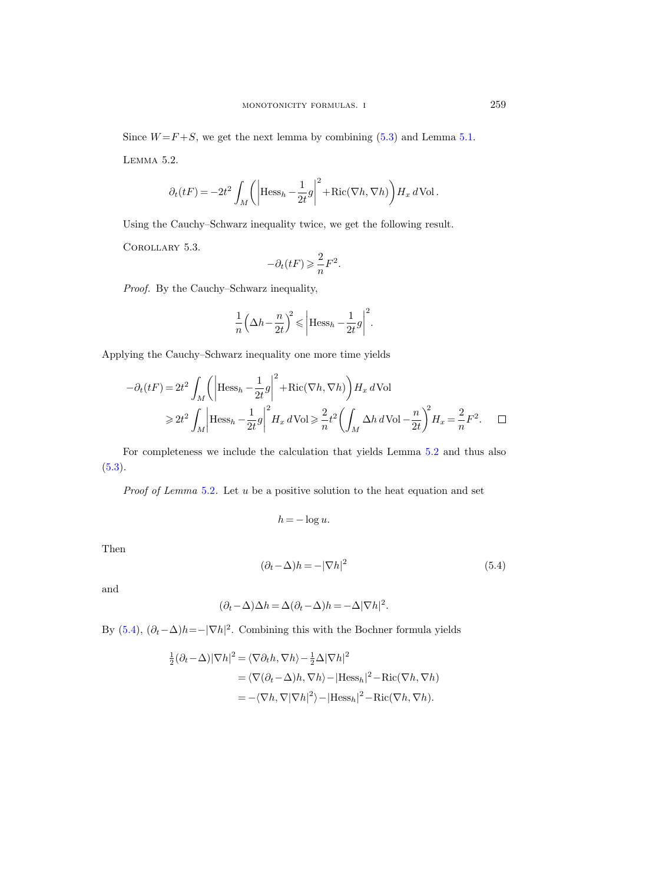Since $W=F+S$, we get the next lemma by combining (5.3) and Lemma 5.1.

Lemma 5.2.

$$\partial_t(tF) = -2t^2 \int_M \left( \left| \mathrm{Hess}_h - \frac{1}{2t} g \right|^2 + \mathrm{Ric}(\nabla h, \nabla h) \right) H_x \, d\mathrm{Vol}\,.$$

Using the Cauchy–Schwarz inequality twice, we get the following result.

Corollary 5.3.

$$-\partial_t(tF) \geqslant \frac{2}{n} F^2.$$

*Proof.* By the Cauchy–Schwarz inequality,

$$\frac{1}{n}\left(\Delta h - \frac{n}{2t}\right)^2 \leqslant \left| \mathrm{Hess}_h - \frac{1}{2t} g \right|^2.$$

Applying the Cauchy–Schwarz inequality one more time yields

$$\begin{aligned}
-\partial_t(tF) &= 2t^2 \int_M \left( \left| \mathrm{Hess}_h - \frac{1}{2t} g \right|^2 + \mathrm{Ric}(\nabla h, \nabla h) \right) H_x \, d\mathrm{Vol} \\
&\geqslant 2t^2 \int_M \left| \mathrm{Hess}_h - \frac{1}{2t} g \right|^2 H_x \, d\mathrm{Vol} \geqslant \frac{2}{n} t^2 \left( \int_M \Delta h \, d\mathrm{Vol} - \frac{n}{2t} \right)^2 H_x = \frac{2}{n} F^2. \qquad \square
\end{aligned}$$

For completeness we include the calculation that yields Lemma 5.2 and thus also (5.3).

*Proof of Lemma* 5.2. Let $u$ be a positive solution to the heat equation and set

$$h = -\log u.$$

Then

$$(\partial_t - \Delta) h = -|\nabla h|^2 \tag{5.4}$$

and

$$(\partial_t - \Delta)\Delta h = \Delta(\partial_t - \Delta) h = -\Delta |\nabla h|^2.$$

By (5.4), $(\partial_t - \Delta)h = -|\nabla h|^2$. Combining this with the Bochner formula yields

$$\begin{aligned}
\tfrac{1}{2}(\partial_t - \Delta)|\nabla h|^2 &= \langle \nabla \partial_t h, \nabla h \rangle - \tfrac{1}{2}\Delta |\nabla h|^2 \\
&= \langle \nabla(\partial_t - \Delta) h, \nabla h \rangle - |\mathrm{Hess}_h|^2 - \mathrm{Ric}(\nabla h, \nabla h) \\
&= -\langle \nabla h, \nabla |\nabla h|^2 \rangle - |\mathrm{Hess}_h|^2 - \mathrm{Ric}(\nabla h, \nabla h).
\end{aligned}$$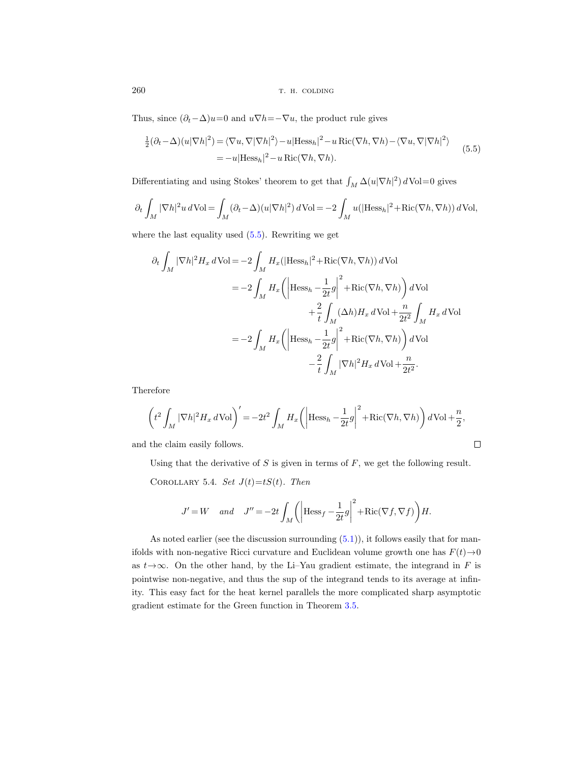Thus, since $(\partial_t-\Delta)u=0$ and $u\nabla h=-\nabla u$, the product rule gives

$$
\begin{aligned}
\tfrac{1}{2}(\partial_t-\Delta)(u|\nabla h|^2) &= \langle \nabla u, \nabla |\nabla h|^2\rangle - u|\mathrm{Hess}_h|^2 - u\,\mathrm{Ric}(\nabla h,\nabla h) - \langle \nabla u, \nabla |\nabla h|^2\rangle \\
&= -u|\mathrm{Hess}_h|^2 - u\,\mathrm{Ric}(\nabla h,\nabla h).
\end{aligned}
\tag{5.5}
$$

Differentiating and using Stokes' theorem to get that $\int_M \Delta(u|\nabla h|^2)\,d\mathrm{Vol}=0$ gives

$$
\partial_t \int_M |\nabla h|^2 u\,d\mathrm{Vol} = \int_M (\partial_t-\Delta)(u|\nabla h|^2)\,d\mathrm{Vol} = -2\int_M u(|\mathrm{Hess}_h|^2 + \mathrm{Ric}(\nabla h,\nabla h))\,d\mathrm{Vol},
$$

where the last equality used (5.5). Rewriting we get

$$
\begin{aligned}
\partial_t \int_M |\nabla h|^2 H_x\,d\mathrm{Vol} &= -2\int_M H_x(|\mathrm{Hess}_h|^2 + \mathrm{Ric}(\nabla h,\nabla h))\,d\mathrm{Vol} \\
&= -2\int_M H_x\left(\left|\mathrm{Hess}_h - \frac{1}{2t}g\right|^2 + \mathrm{Ric}(\nabla h,\nabla h)\right)d\mathrm{Vol} \\
&\qquad\qquad + \frac{2}{t}\int_M (\Delta h)H_x\,d\mathrm{Vol} + \frac{n}{2t^2}\int_M H_x\,d\mathrm{Vol} \\
&= -2\int_M H_x\left(\left|\mathrm{Hess}_h - \frac{1}{2t}g\right|^2 + \mathrm{Ric}(\nabla h,\nabla h)\right)d\mathrm{Vol} \\
&\qquad\qquad - \frac{2}{t}\int_M |\nabla h|^2 H_x\,d\mathrm{Vol} + \frac{n}{2t^2}.
\end{aligned}
$$

Therefore

$$
\left(t^2\int_M |\nabla h|^2 H_x\,d\mathrm{Vol}\right)' = -2t^2\int_M H_x\left(\left|\mathrm{Hess}_h - \frac{1}{2t}g\right|^2 + \mathrm{Ric}(\nabla h,\nabla h)\right)d\mathrm{Vol} + \frac{n}{2},
$$

and the claim easily follows. □

Using that the derivative of $S$ is given in terms of $F$, we get the following result.

Corollary 5.4. *Set $J(t)=tS(t)$. Then*

$$
J' = W \quad \textit{and} \quad J'' = -2t\int_M\left(\left|\mathrm{Hess}_f - \frac{1}{2t}g\right|^2 + \mathrm{Ric}(\nabla f,\nabla f)\right)H.
$$

As noted earlier (see the discussion surrounding (5.1)), it follows easily that for manifolds with non-negative Ricci curvature and Euclidean volume growth one has $F(t)\to 0$ as $t\to\infty$. On the other hand, by the Li–Yau gradient estimate, the integrand in $F$ is pointwise non-negative, and thus the sup of the integrand tends to its average at infinity. This easy fact for the heat kernel parallels the more complicated sharp asymptotic gradient estimate for the Green function in Theorem 3.5.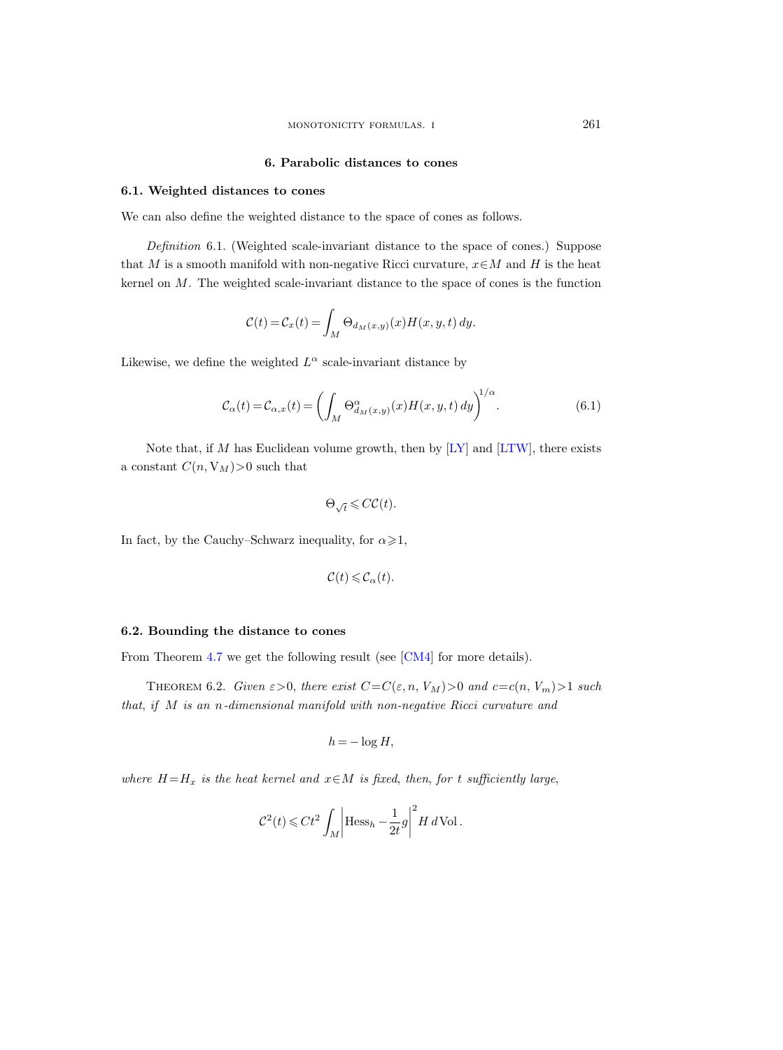## 6. Parabolic distances to cones

### 6.1. Weighted distances to cones

We can also define the weighted distance to the space of cones as follows.

*Definition* 6.1. (Weighted scale-invariant distance to the space of cones.) Suppose that $M$ is a smooth manifold with non-negative Ricci curvature, $x \in M$ and $H$ is the heat kernel on $M$. The weighted scale-invariant distance to the space of cones is the function

$$\mathcal{C}(t) = \mathcal{C}_x(t) = \int_M \Theta_{d_M(x,y)}(x) H(x,y,t)\, dy.$$

Likewise, we define the weighted $L^\alpha$ scale-invariant distance by

$$\mathcal{C}_\alpha(t) = \mathcal{C}_{\alpha,x}(t) = \left( \int_M \Theta^\alpha_{d_M(x,y)}(x) H(x,y,t)\, dy \right)^{1/\alpha}. \tag{6.1}$$

Note that, if $M$ has Euclidean volume growth, then by [LY] and [LTW], there exists a constant $C(n, \mathrm{V}_M) > 0$ such that

$$\Theta_{\sqrt{t}} \leqslant C\mathcal{C}(t).$$

In fact, by the Cauchy–Schwarz inequality, for $\alpha \geqslant 1$,

$$\mathcal{C}(t) \leqslant \mathcal{C}_\alpha(t).$$

### 6.2. Bounding the distance to cones

From Theorem 4.7 we get the following result (see [CM4] for more details).

Theorem 6.2. *Given $\varepsilon > 0$, there exist $C = C(\varepsilon, n, V_M) > 0$ and $c = c(n, V_m) > 1$ such that, if $M$ is an $n$-dimensional manifold with non-negative Ricci curvature and*

$$h = -\log H,$$

*where $H = H_x$ is the heat kernel and $x \in M$ is fixed, then, for $t$ sufficiently large,*

$$\mathcal{C}^2(t) \leqslant Ct^2 \int_M \left| \mathrm{Hess}_h - \frac{1}{2t} g \right|^2 H \, d\mathrm{Vol}.$$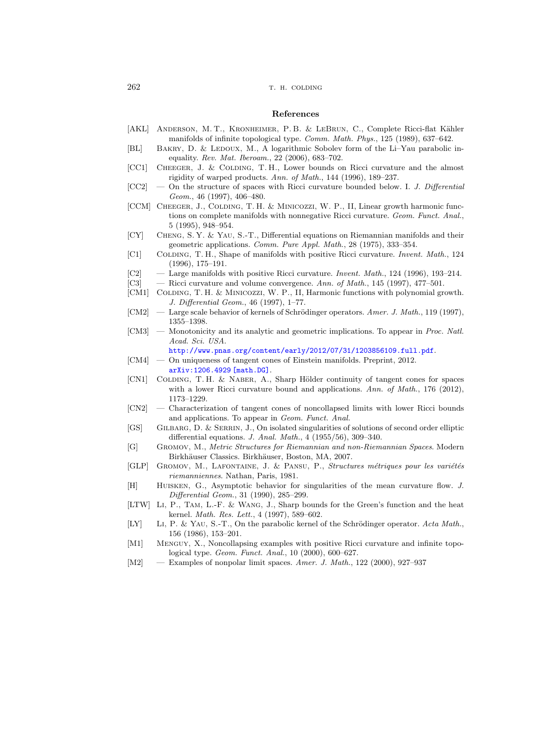## References

[AKL] Anderson, M. T., Kronheimer, P. B. & LeBrun, C., Complete Ricci-flat Kähler manifolds of infinite topological type. *Comm. Math. Phys.*, 125 (1989), 637–642.

[BL] Bakry, D. & Ledoux, M., A logarithmic Sobolev form of the Li–Yau parabolic inequality. *Rev. Mat. Iberoam.*, 22 (2006), 683–702.

[CC1] Cheeger, J. & Colding, T. H., Lower bounds on Ricci curvature and the almost rigidity of warped products. *Ann. of Math.*, 144 (1996), 189–237.

[CC2] — On the structure of spaces with Ricci curvature bounded below. I. *J. Differential Geom.*, 46 (1997), 406–480.

[CCM] Cheeger, J., Colding, T. H. & Minicozzi, W. P., II, Linear growth harmonic functions on complete manifolds with nonnegative Ricci curvature. *Geom. Funct. Anal.*, 5 (1995), 948–954.

[CY] Cheng, S. Y. & Yau, S.-T., Differential equations on Riemannian manifolds and their geometric applications. *Comm. Pure Appl. Math.*, 28 (1975), 333–354.

[C1] Colding, T. H., Shape of manifolds with positive Ricci curvature. *Invent. Math.*, 124 (1996), 175–191.

[C2] — Large manifolds with positive Ricci curvature. *Invent. Math.*, 124 (1996), 193–214.

[C3] — Ricci curvature and volume convergence. *Ann. of Math.*, 145 (1997), 477–501.

[CM1] Colding, T. H. & Minicozzi, W. P., II, Harmonic functions with polynomial growth. *J. Differential Geom.*, 46 (1997), 1–77.

[CM2] — Large scale behavior of kernels of Schrödinger operators. *Amer. J. Math.*, 119 (1997), 1355–1398.

[CM3] — Monotonicity and its analytic and geometric implications. To appear in *Proc. Natl. Acad. Sci. USA*. http://www.pnas.org/content/early/2012/07/31/1203856109.full.pdf.

[CM4] — On uniqueness of tangent cones of Einstein manifolds. Preprint, 2012. arXiv:1206.4929 [math.DG].

[CN1] Colding, T. H. & Naber, A., Sharp Hölder continuity of tangent cones for spaces with a lower Ricci curvature bound and applications. *Ann. of Math.*, 176 (2012), 1173–1229.

[CN2] — Characterization of tangent cones of noncollapsed limits with lower Ricci bounds and applications. To appear in *Geom. Funct. Anal.*

[GS] Gilbarg, D. & Serrin, J., On isolated singularities of solutions of second order elliptic differential equations. *J. Anal. Math.*, 4 (1955/56), 309–340.

[G] Gromov, M., *Metric Structures for Riemannian and non-Riemannian Spaces*. Modern Birkhäuser Classics. Birkhäuser, Boston, MA, 2007.

[GLP] Gromov, M., Lafontaine, J. & Pansu, P., *Structures métriques pour les variétés riemanniennes*. Nathan, Paris, 1981.

[H] Huisken, G., Asymptotic behavior for singularities of the mean curvature flow. *J. Differential Geom.*, 31 (1990), 285–299.

[LTW] Li, P., Tam, L.-F. & Wang, J., Sharp bounds for the Green's function and the heat kernel. *Math. Res. Lett.*, 4 (1997), 589–602.

[LY] Li, P. & Yau, S.-T., On the parabolic kernel of the Schrödinger operator. *Acta Math.*, 156 (1986), 153–201.

[M1] Menguy, X., Noncollapsing examples with positive Ricci curvature and infinite topological type. *Geom. Funct. Anal.*, 10 (2000), 600–627.

[M2] — Examples of nonpolar limit spaces. *Amer. J. Math.*, 122 (2000), 927–937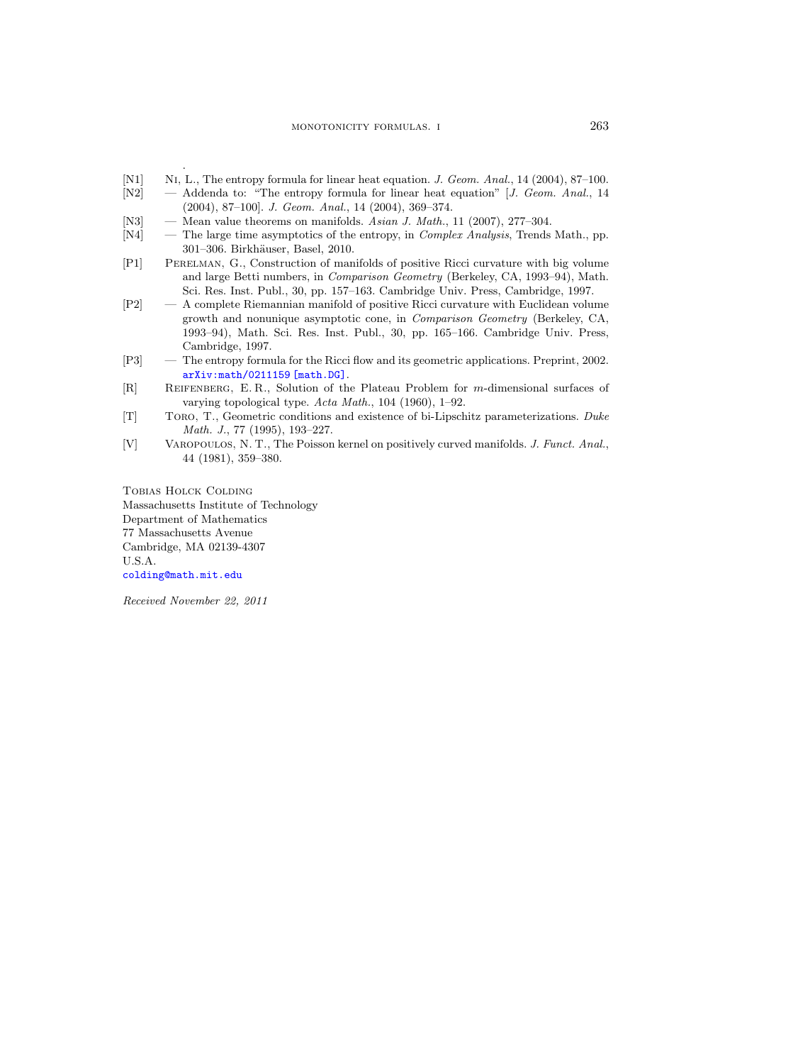.

[N1] Ni, L., The entropy formula for linear heat equation. *J. Geom. Anal.*, 14 (2004), 87–100.

[N2] — Addenda to: "The entropy formula for linear heat equation" [*J. Geom. Anal.*, 14 (2004), 87–100]. *J. Geom. Anal.*, 14 (2004), 369–374.

[N3] — Mean value theorems on manifolds. *Asian J. Math.*, 11 (2007), 277–304.

[N4] — The large time asymptotics of the entropy, in *Complex Analysis*, Trends Math., pp. 301–306. Birkhäuser, Basel, 2010.

[P1] Perelman, G., Construction of manifolds of positive Ricci curvature with big volume and large Betti numbers, in *Comparison Geometry* (Berkeley, CA, 1993–94), Math. Sci. Res. Inst. Publ., 30, pp. 157–163. Cambridge Univ. Press, Cambridge, 1997.

[P2] — A complete Riemannian manifold of positive Ricci curvature with Euclidean volume growth and nonunique asymptotic cone, in *Comparison Geometry* (Berkeley, CA, 1993–94), Math. Sci. Res. Inst. Publ., 30, pp. 165–166. Cambridge Univ. Press, Cambridge, 1997.

[P3] — The entropy formula for the Ricci flow and its geometric applications. Preprint, 2002. arXiv:math/0211159 [math.DG].

[R] Reifenberg, E. R., Solution of the Plateau Problem for $m$-dimensional surfaces of varying topological type. *Acta Math.*, 104 (1960), 1–92.

[T] Toro, T., Geometric conditions and existence of bi-Lipschitz parameterizations. *Duke Math. J.*, 77 (1995), 193–227.

[V] Varopoulos, N. T., The Poisson kernel on positively curved manifolds. *J. Funct. Anal.*, 44 (1981), 359–380.

Tobias Holck Colding
Massachusetts Institute of Technology
Department of Mathematics
77 Massachusetts Avenue
Cambridge, MA 02139-4307
U.S.A.
colding@math.mit.edu

*Received November 22, 2011*